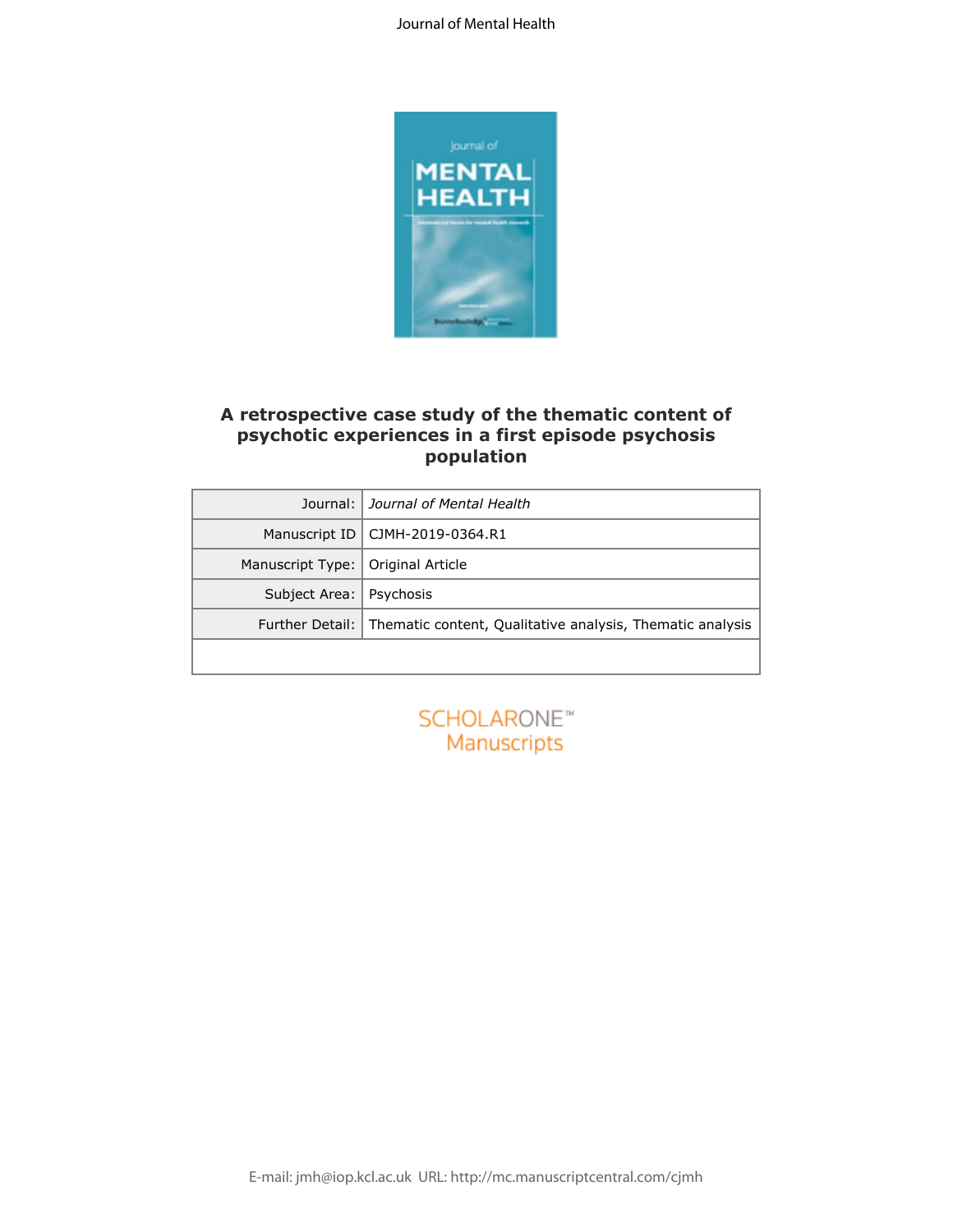# A retrospective case study of the thematic content of psychotic experiences in a first episode psychosis population

| | |
|---|---|
| Journal: | *Journal of Mental Health* |
| Manuscript ID | CJMH-2019-0364.R1 |
| Manuscript Type: | Original Article |
| Subject Area: | Psychosis |
| Further Detail: | Thematic content, Qualitative analysis, Thematic analysis |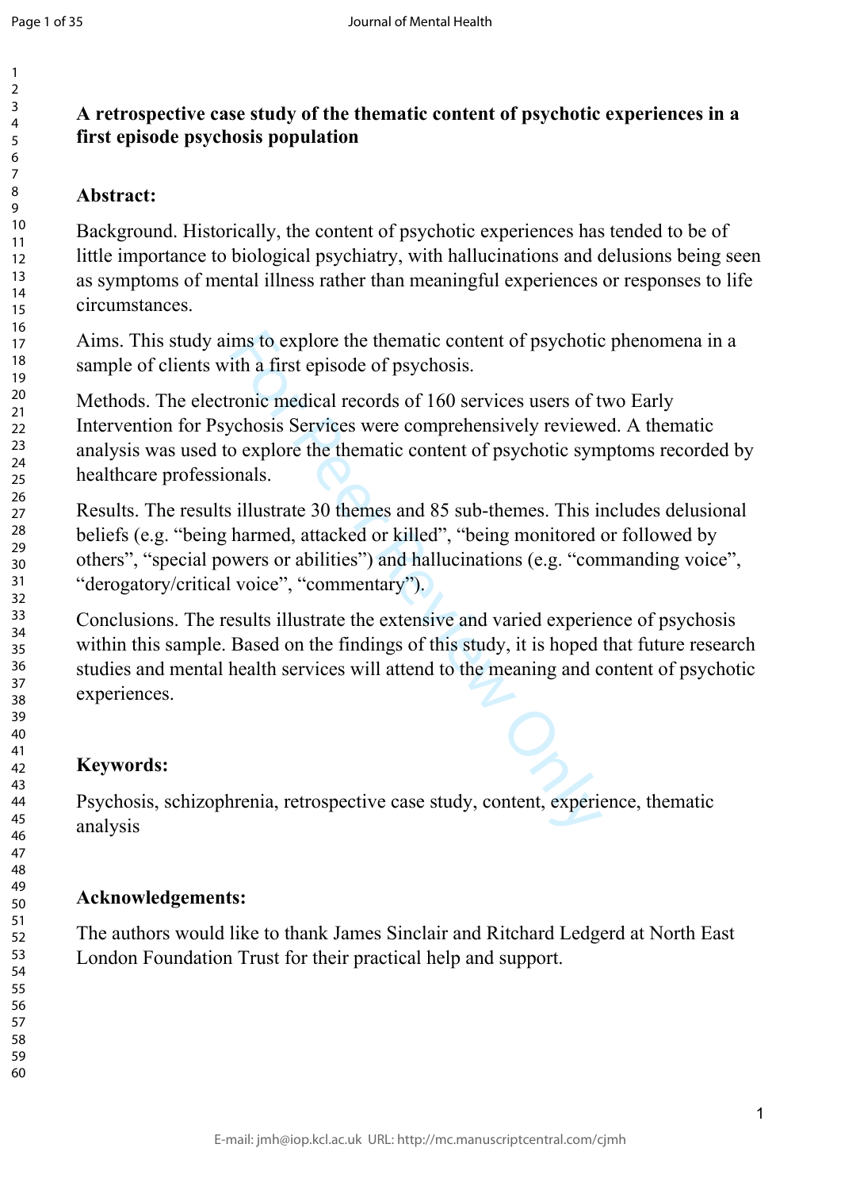**A retrospective case study of the thematic content of psychotic experiences in a first episode psychosis population**

**Abstract:**

Background. Historically, the content of psychotic experiences has tended to be of little importance to biological psychiatry, with hallucinations and delusions being seen as symptoms of mental illness rather than meaningful experiences or responses to life circumstances.

Aims. This study aims to explore the thematic content of psychotic phenomena in a sample of clients with a first episode of psychosis.

Methods. The electronic medical records of 160 services users of two Early Intervention for Psychosis Services were comprehensively reviewed. A thematic analysis was used to explore the thematic content of psychotic symptoms recorded by healthcare professionals.

Results. The results illustrate 30 themes and 85 sub-themes. This includes delusional beliefs (e.g. "being harmed, attacked or killed", "being monitored or followed by others", "special powers or abilities") and hallucinations (e.g. "commanding voice", "derogatory/critical voice", "commentary").

Conclusions. The results illustrate the extensive and varied experience of psychosis within this sample. Based on the findings of this study, it is hoped that future research studies and mental health services will attend to the meaning and content of psychotic experiences.

**Keywords:**

Psychosis, schizophrenia, retrospective case study, content, experience, thematic analysis

**Acknowledgements:**

The authors would like to thank James Sinclair and Ritchard Ledgerd at North East London Foundation Trust for their practical help and support.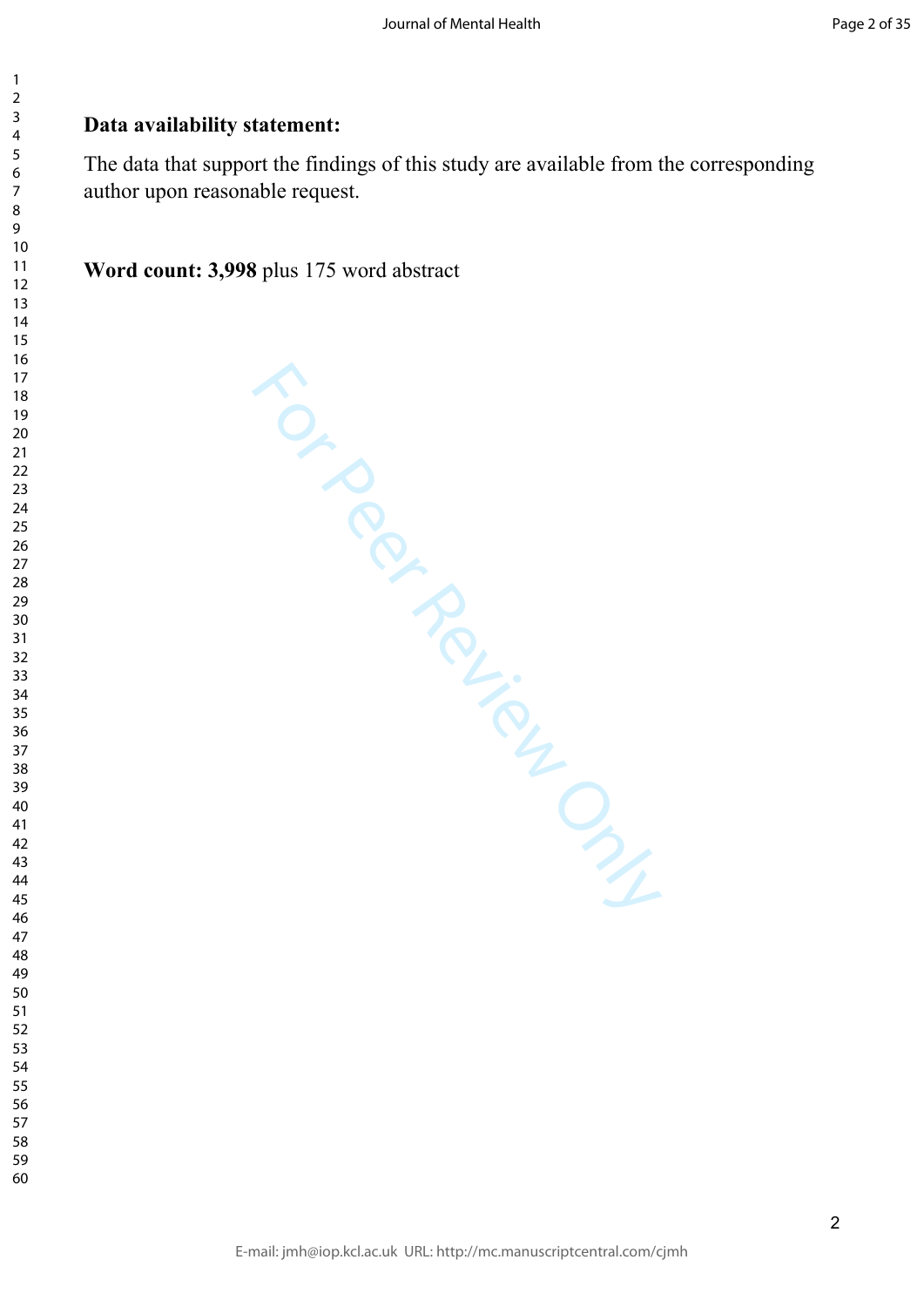**Data availability statement:**

The data that support the findings of this study are available from the corresponding author upon reasonable request.

**Word count: 3,998** plus 175 word abstract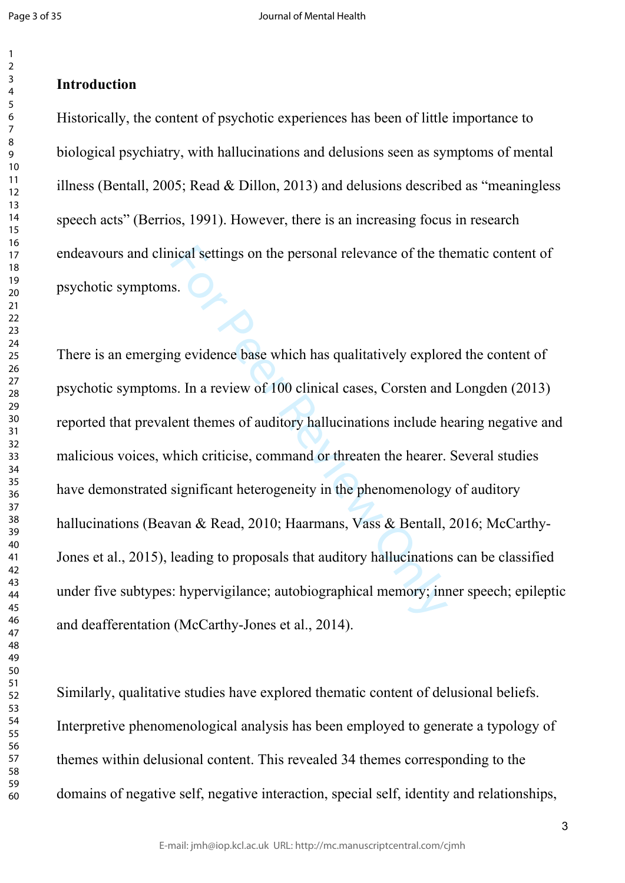## Introduction

Historically, the content of psychotic experiences has been of little importance to biological psychiatry, with hallucinations and delusions seen as symptoms of mental illness (Bentall, 2005; Read & Dillon, 2013) and delusions described as "meaningless speech acts" (Berrios, 1991). However, there is an increasing focus in research endeavours and clinical settings on the personal relevance of the thematic content of psychotic symptoms.

There is an emerging evidence base which has qualitatively explored the content of psychotic symptoms. In a review of 100 clinical cases, Corsten and Longden (2013) reported that prevalent themes of auditory hallucinations include hearing negative and malicious voices, which criticise, command or threaten the hearer. Several studies have demonstrated significant heterogeneity in the phenomenology of auditory hallucinations (Beavan & Read, 2010; Haarmans, Vass & Bentall, 2016; McCarthy-Jones et al., 2015), leading to proposals that auditory hallucinations can be classified under five subtypes: hypervigilance; autobiographical memory; inner speech; epileptic and deafferentation (McCarthy-Jones et al., 2014).

Similarly, qualitative studies have explored thematic content of delusional beliefs. Interpretive phenomenological analysis has been employed to generate a typology of themes within delusional content. This revealed 34 themes corresponding to the domains of negative self, negative interaction, special self, identity and relationships,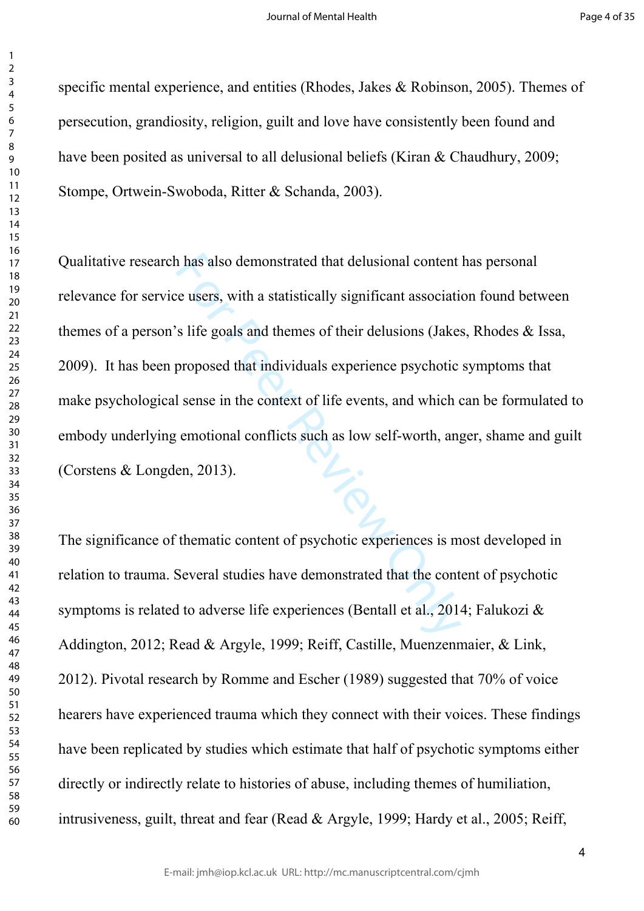specific mental experience, and entities (Rhodes, Jakes & Robinson, 2005). Themes of persecution, grandiosity, religion, guilt and love have consistently been found and have been posited as universal to all delusional beliefs (Kiran & Chaudhury, 2009; Stompe, Ortwein-Swoboda, Ritter & Schanda, 2003).

Qualitative research has also demonstrated that delusional content has personal relevance for service users, with a statistically significant association found between themes of a person's life goals and themes of their delusions (Jakes, Rhodes & Issa, 2009). It has been proposed that individuals experience psychotic symptoms that make psychological sense in the context of life events, and which can be formulated to embody underlying emotional conflicts such as low self-worth, anger, shame and guilt (Corstens & Longden, 2013).

The significance of thematic content of psychotic experiences is most developed in relation to trauma. Several studies have demonstrated that the content of psychotic symptoms is related to adverse life experiences (Bentall et al., 2014; Falukozi & Addington, 2012; Read & Argyle, 1999; Reiff, Castille, Muenzenmaier, & Link, 2012). Pivotal research by Romme and Escher (1989) suggested that 70% of voice hearers have experienced trauma which they connect with their voices. These findings have been replicated by studies which estimate that half of psychotic symptoms either directly or indirectly relate to histories of abuse, including themes of humiliation, intrusiveness, guilt, threat and fear (Read & Argyle, 1999; Hardy et al., 2005; Reiff,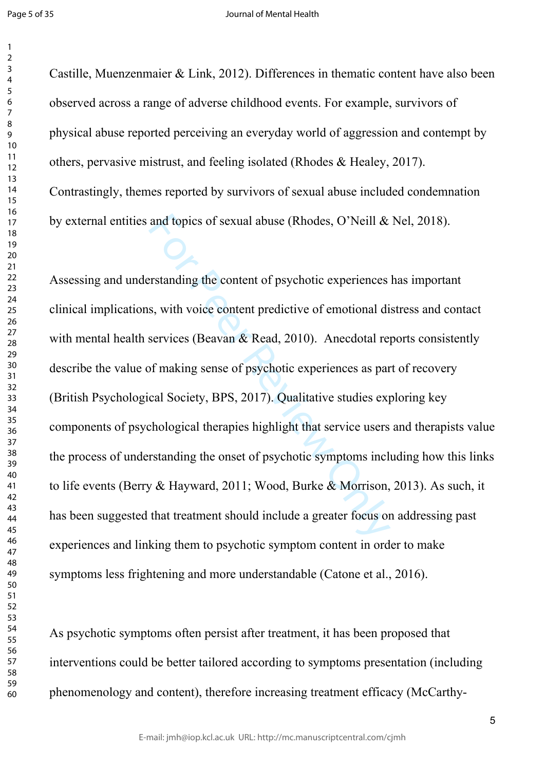Castille, Muenzenmaier & Link, 2012). Differences in thematic content have also been observed across a range of adverse childhood events. For example, survivors of physical abuse reported perceiving an everyday world of aggression and contempt by others, pervasive mistrust, and feeling isolated (Rhodes & Healey, 2017). Contrastingly, themes reported by survivors of sexual abuse included condemnation by external entities and topics of sexual abuse (Rhodes, O'Neill & Nel, 2018).

Assessing and understanding the content of psychotic experiences has important clinical implications, with voice content predictive of emotional distress and contact with mental health services (Beavan & Read, 2010). Anecdotal reports consistently describe the value of making sense of psychotic experiences as part of recovery (British Psychological Society, BPS, 2017). Qualitative studies exploring key components of psychological therapies highlight that service users and therapists value the process of understanding the onset of psychotic symptoms including how this links to life events (Berry & Hayward, 2011; Wood, Burke & Morrison, 2013). As such, it has been suggested that treatment should include a greater focus on addressing past experiences and linking them to psychotic symptom content in order to make symptoms less frightening and more understandable (Catone et al., 2016).

As psychotic symptoms often persist after treatment, it has been proposed that interventions could be better tailored according to symptoms presentation (including phenomenology and content), therefore increasing treatment efficacy (McCarthy-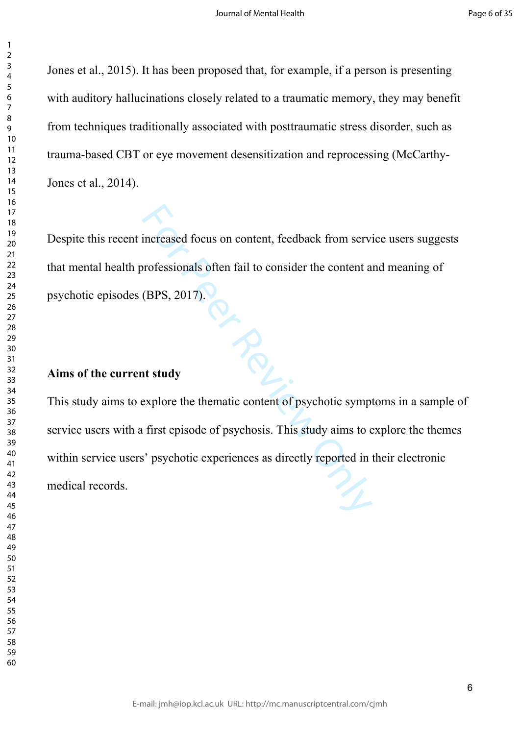Jones et al., 2015). It has been proposed that, for example, if a person is presenting with auditory hallucinations closely related to a traumatic memory, they may benefit from techniques traditionally associated with posttraumatic stress disorder, such as trauma-based CBT or eye movement desensitization and reprocessing (McCarthy-Jones et al., 2014).

Despite this recent increased focus on content, feedback from service users suggests that mental health professionals often fail to consider the content and meaning of psychotic episodes (BPS, 2017).

## Aims of the current study

This study aims to explore the thematic content of psychotic symptoms in a sample of service users with a first episode of psychosis. This study aims to explore the themes within service users' psychotic experiences as directly reported in their electronic medical records.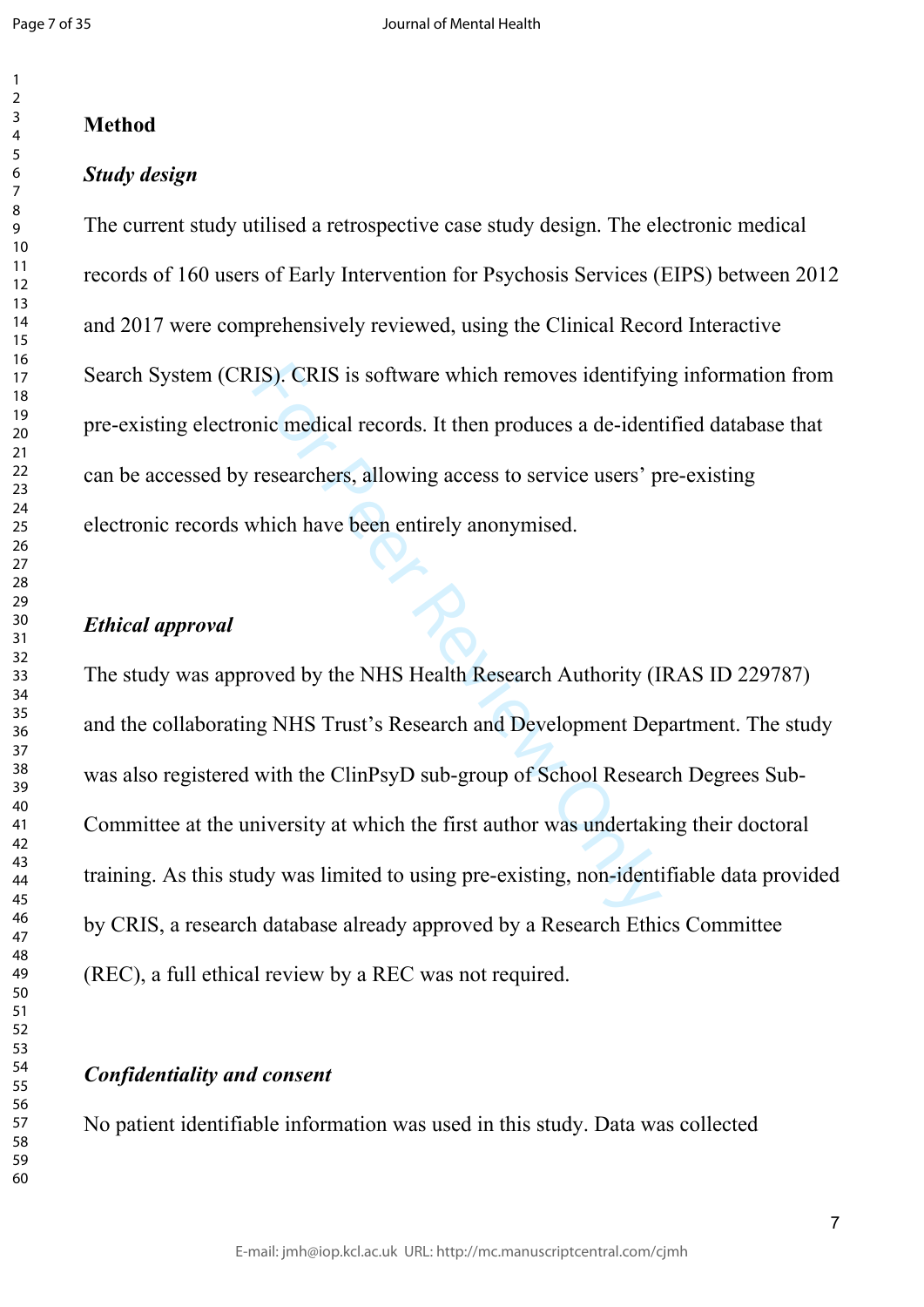## Method

### *Study design*

The current study utilised a retrospective case study design. The electronic medical records of 160 users of Early Intervention for Psychosis Services (EIPS) between 2012 and 2017 were comprehensively reviewed, using the Clinical Record Interactive Search System (CRIS). CRIS is software which removes identifying information from pre-existing electronic medical records. It then produces a de-identified database that can be accessed by researchers, allowing access to service users' pre-existing electronic records which have been entirely anonymised.

### *Ethical approval*

The study was approved by the NHS Health Research Authority (IRAS ID 229787) and the collaborating NHS Trust's Research and Development Department. The study was also registered with the ClinPsyD sub-group of School Research Degrees Sub-Committee at the university at which the first author was undertaking their doctoral training. As this study was limited to using pre-existing, non-identifiable data provided by CRIS, a research database already approved by a Research Ethics Committee (REC), a full ethical review by a REC was not required.

### *Confidentiality and consent*

No patient identifiable information was used in this study. Data was collected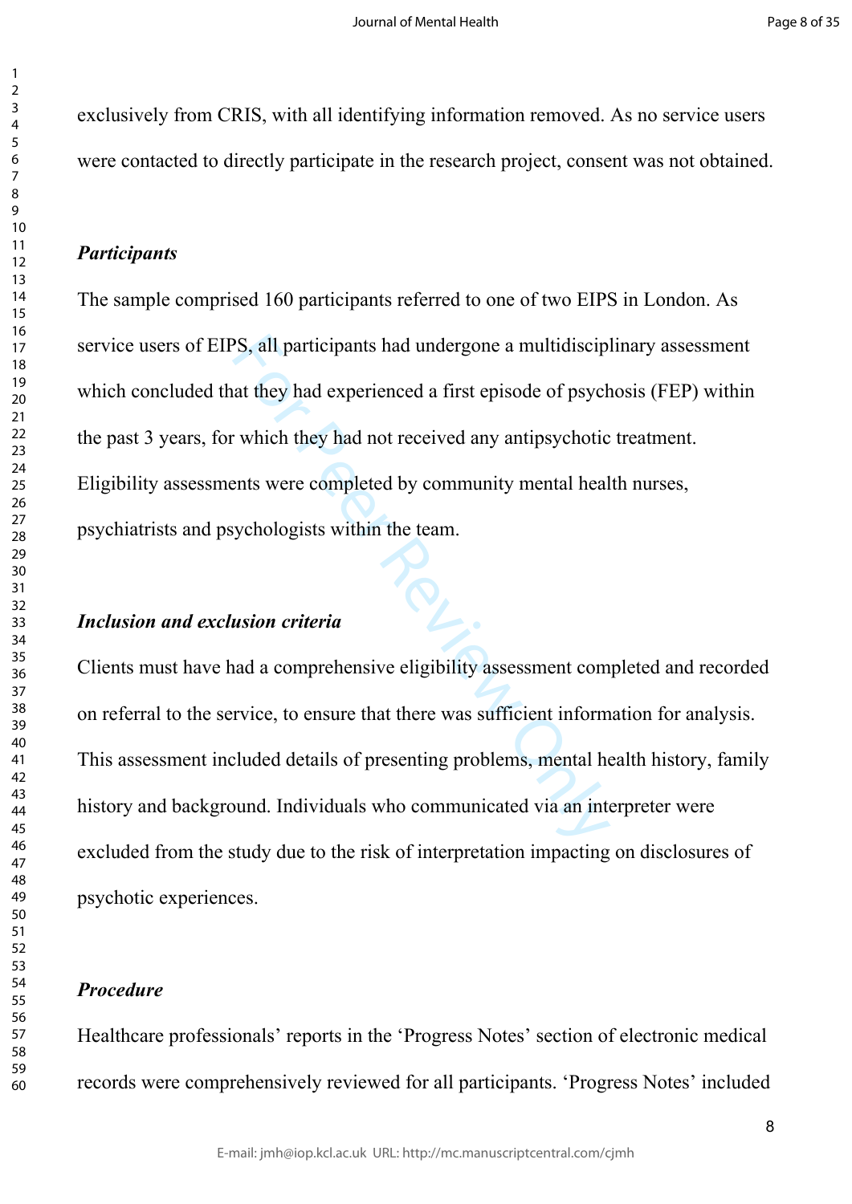exclusively from CRIS, with all identifying information removed. As no service users were contacted to directly participate in the research project, consent was not obtained.

### *Participants*

The sample comprised 160 participants referred to one of two EIPS in London. As service users of EIPS, all participants had undergone a multidisciplinary assessment which concluded that they had experienced a first episode of psychosis (FEP) within the past 3 years, for which they had not received any antipsychotic treatment. Eligibility assessments were completed by community mental health nurses, psychiatrists and psychologists within the team.

### *Inclusion and exclusion criteria*

Clients must have had a comprehensive eligibility assessment completed and recorded on referral to the service, to ensure that there was sufficient information for analysis. This assessment included details of presenting problems, mental health history, family history and background. Individuals who communicated via an interpreter were excluded from the study due to the risk of interpretation impacting on disclosures of psychotic experiences.

### *Procedure*

Healthcare professionals' reports in the 'Progress Notes' section of electronic medical records were comprehensively reviewed for all participants. 'Progress Notes' included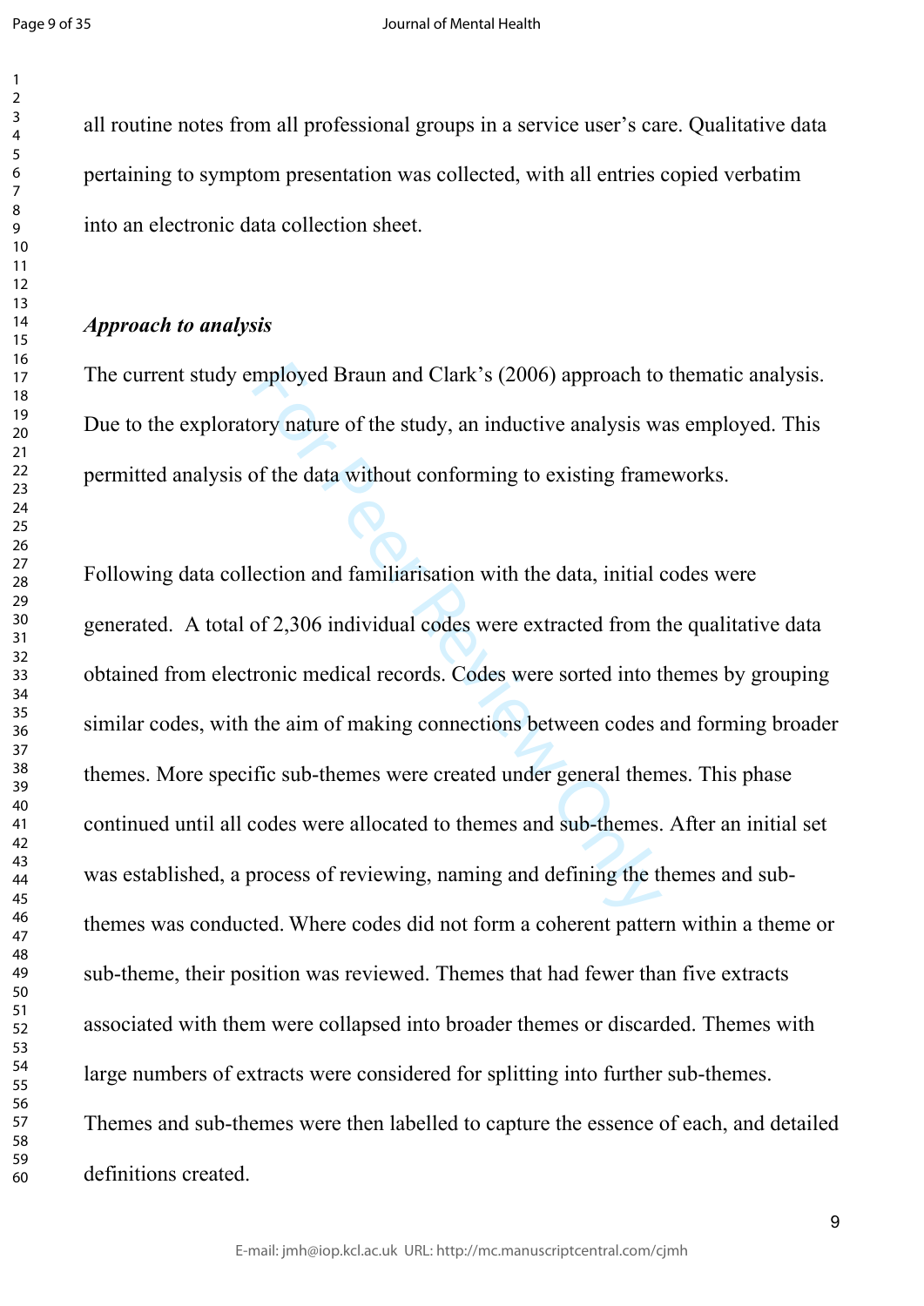all routine notes from all professional groups in a service user's care. Qualitative data pertaining to symptom presentation was collected, with all entries copied verbatim into an electronic data collection sheet.

***Approach to analysis***

The current study employed Braun and Clark's (2006) approach to thematic analysis. Due to the exploratory nature of the study, an inductive analysis was employed. This permitted analysis of the data without conforming to existing frameworks.

Following data collection and familiarisation with the data, initial codes were generated. A total of 2,306 individual codes were extracted from the qualitative data obtained from electronic medical records. Codes were sorted into themes by grouping similar codes, with the aim of making connections between codes and forming broader themes. More specific sub-themes were created under general themes. This phase continued until all codes were allocated to themes and sub-themes. After an initial set was established, a process of reviewing, naming and defining the themes and sub-themes was conducted. Where codes did not form a coherent pattern within a theme or sub-theme, their position was reviewed. Themes that had fewer than five extracts associated with them were collapsed into broader themes or discarded. Themes with large numbers of extracts were considered for splitting into further sub-themes. Themes and sub-themes were then labelled to capture the essence of each, and detailed definitions created.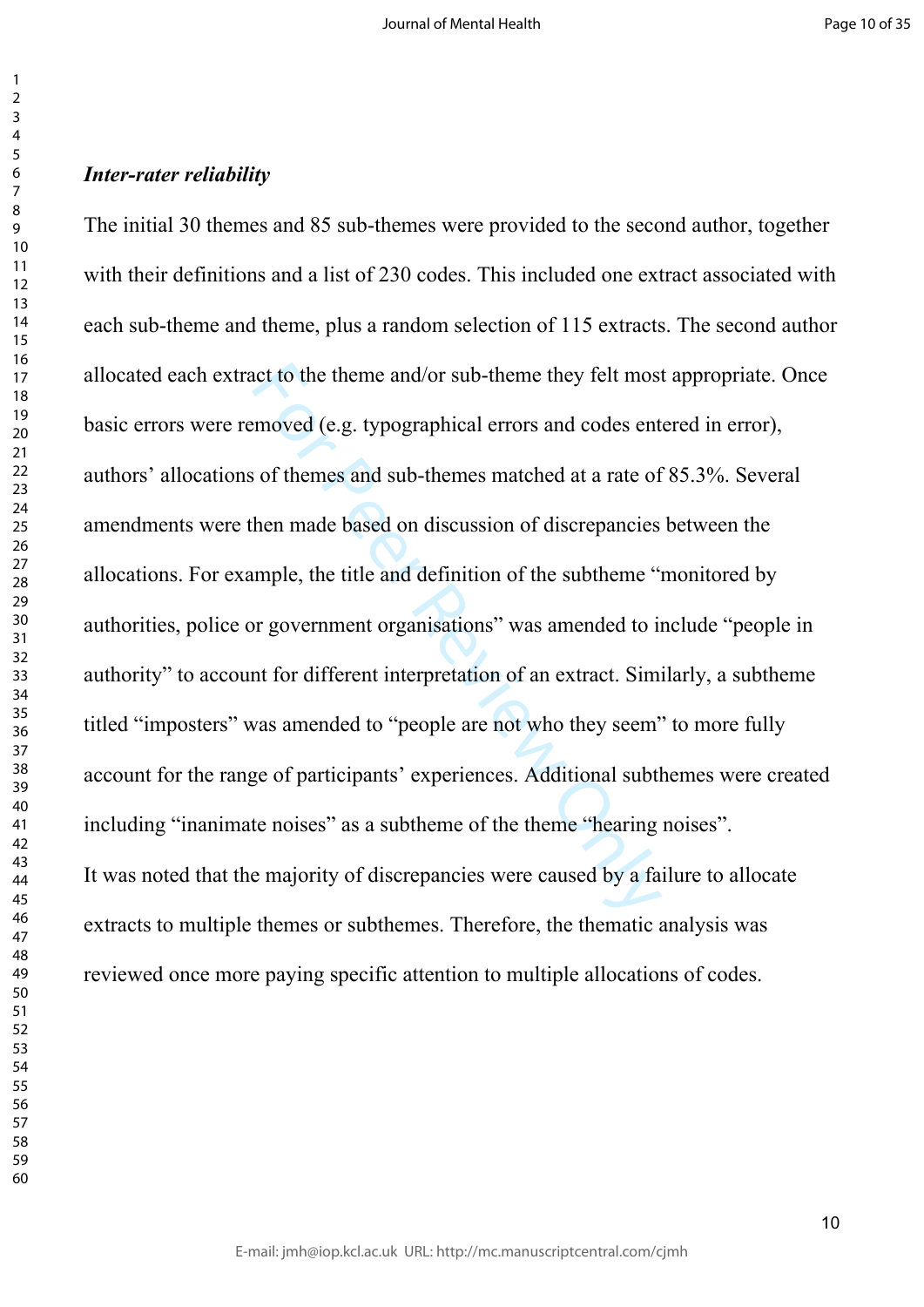***Inter-rater reliability***

The initial 30 themes and 85 sub-themes were provided to the second author, together with their definitions and a list of 230 codes. This included one extract associated with each sub-theme and theme, plus a random selection of 115 extracts. The second author allocated each extract to the theme and/or sub-theme they felt most appropriate. Once basic errors were removed (e.g. typographical errors and codes entered in error), authors' allocations of themes and sub-themes matched at a rate of 85.3%. Several amendments were then made based on discussion of discrepancies between the allocations. For example, the title and definition of the subtheme "monitored by authorities, police or government organisations" was amended to include "people in authority" to account for different interpretation of an extract. Similarly, a subtheme titled "imposters" was amended to "people are not who they seem" to more fully account for the range of participants' experiences. Additional subthemes were created including "inanimate noises" as a subtheme of the theme "hearing noises".

It was noted that the majority of discrepancies were caused by a failure to allocate extracts to multiple themes or subthemes. Therefore, the thematic analysis was reviewed once more paying specific attention to multiple allocations of codes.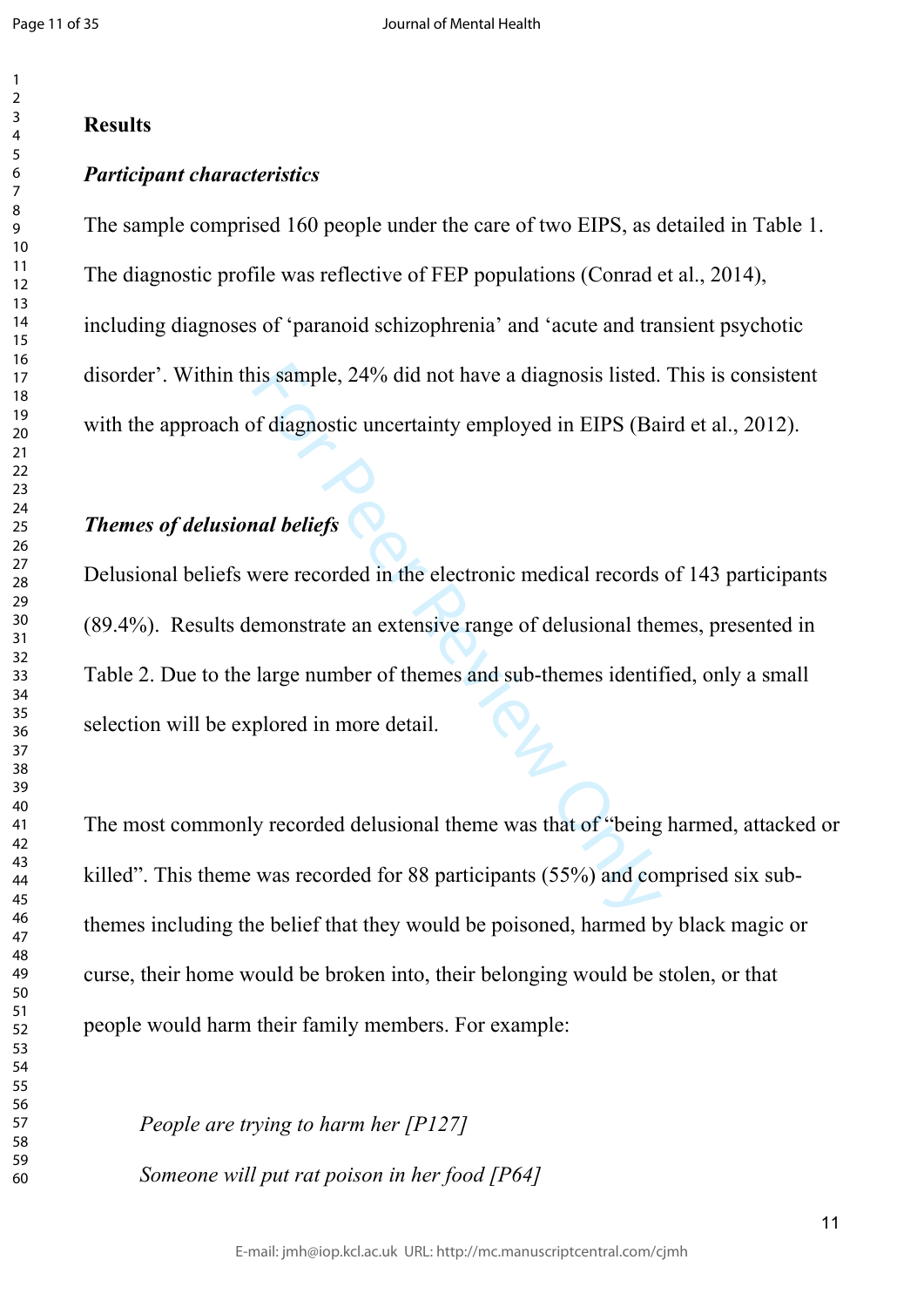## Results

### *Participant characteristics*

The sample comprised 160 people under the care of two EIPS, as detailed in Table 1. The diagnostic profile was reflective of FEP populations (Conrad et al., 2014), including diagnoses of 'paranoid schizophrenia' and 'acute and transient psychotic disorder'. Within this sample, 24% did not have a diagnosis listed. This is consistent with the approach of diagnostic uncertainty employed in EIPS (Baird et al., 2012).

### *Themes of delusional beliefs*

Delusional beliefs were recorded in the electronic medical records of 143 participants (89.4%). Results demonstrate an extensive range of delusional themes, presented in Table 2. Due to the large number of themes and sub-themes identified, only a small selection will be explored in more detail.

The most commonly recorded delusional theme was that of "being harmed, attacked or killed". This theme was recorded for 88 participants (55%) and comprised six sub-themes including the belief that they would be poisoned, harmed by black magic or curse, their home would be broken into, their belonging would be stolen, or that people would harm their family members. For example:

> *People are trying to harm her [P127]*
>
> *Someone will put rat poison in her food [P64]*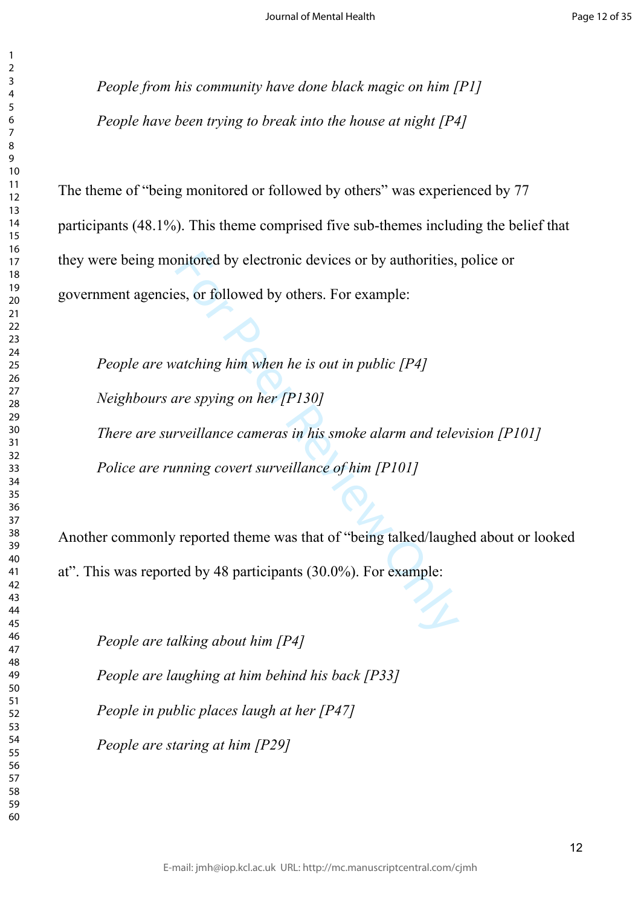*People from his community have done black magic on him [P1]*

*People have been trying to break into the house at night [P4]*

The theme of "being monitored or followed by others" was experienced by 77 participants (48.1%). This theme comprised five sub-themes including the belief that they were being monitored by electronic devices or by authorities, police or government agencies, or followed by others. For example:

*People are watching him when he is out in public [P4]*

*Neighbours are spying on her [P130]*

*There are surveillance cameras in his smoke alarm and television [P101]*

*Police are running covert surveillance of him [P101]*

Another commonly reported theme was that of "being talked/laughed about or looked at". This was reported by 48 participants (30.0%). For example:

*People are talking about him [P4]*

*People are laughing at him behind his back [P33]*

*People in public places laugh at her [P47]*

*People are staring at him [P29]*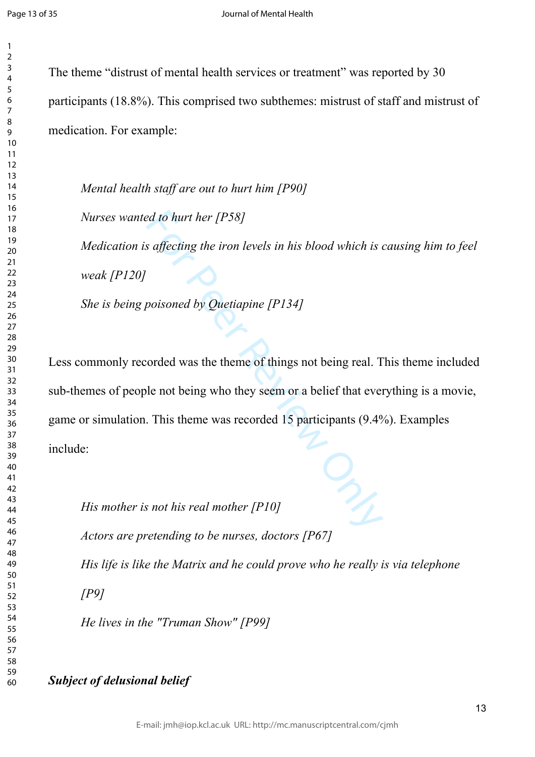The theme "distrust of mental health services or treatment" was reported by 30 participants (18.8%). This comprised two subthemes: mistrust of staff and mistrust of medication. For example:

> *Mental health staff are out to hurt him [P90]*
>
> *Nurses wanted to hurt her [P58]*
>
> *Medication is affecting the iron levels in his blood which is causing him to feel weak [P120]*
>
> *She is being poisoned by Quetiapine [P134]*

Less commonly recorded was the theme of things not being real. This theme included sub-themes of people not being who they seem or a belief that everything is a movie, game or simulation. This theme was recorded 15 participants (9.4%). Examples include:

> *His mother is not his real mother [P10]*
>
> *Actors are pretending to be nurses, doctors [P67]*
>
> *His life is like the Matrix and he could prove who he really is via telephone [P9]*
>
> *He lives in the "Truman Show" [P99]*

### *Subject of delusional belief*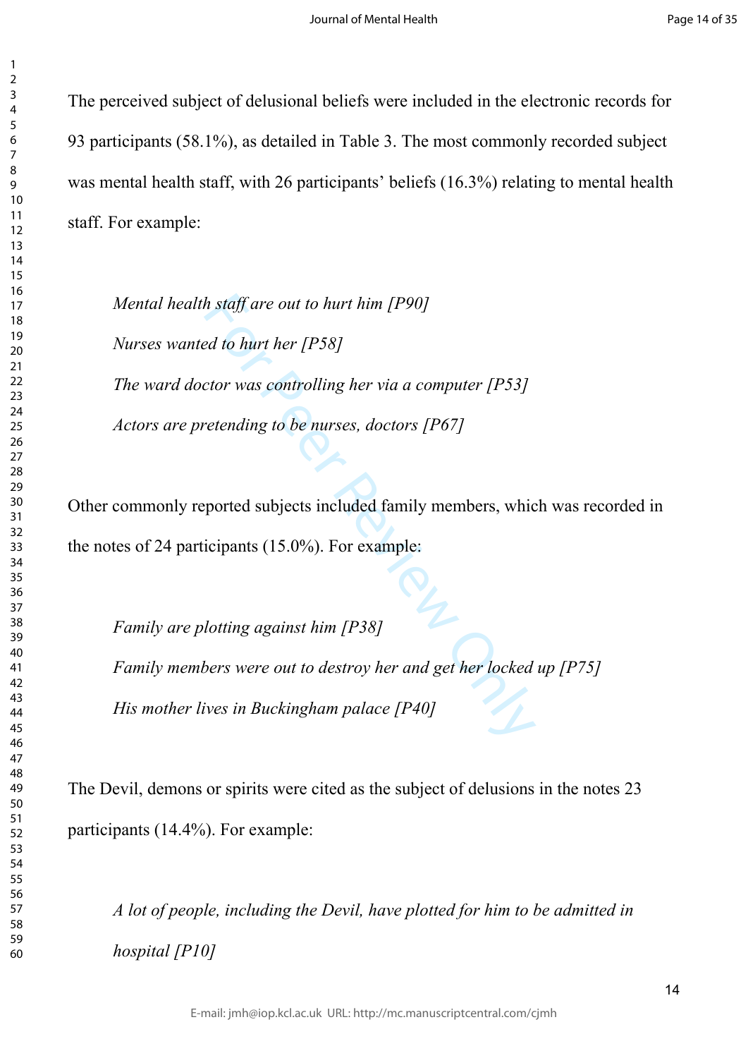The perceived subject of delusional beliefs were included in the electronic records for 93 participants (58.1%), as detailed in Table 3. The most commonly recorded subject was mental health staff, with 26 participants' beliefs (16.3%) relating to mental health staff. For example:

> *Mental health staff are out to hurt him [P90]*
>
> *Nurses wanted to hurt her [P58]*
>
> *The ward doctor was controlling her via a computer [P53]*
>
> *Actors are pretending to be nurses, doctors [P67]*

Other commonly reported subjects included family members, which was recorded in the notes of 24 participants (15.0%). For example:

> *Family are plotting against him [P38]*
>
> *Family members were out to destroy her and get her locked up [P75]*
>
> *His mother lives in Buckingham palace [P40]*

The Devil, demons or spirits were cited as the subject of delusions in the notes 23 participants (14.4%). For example:

> *A lot of people, including the Devil, have plotted for him to be admitted in hospital [P10]*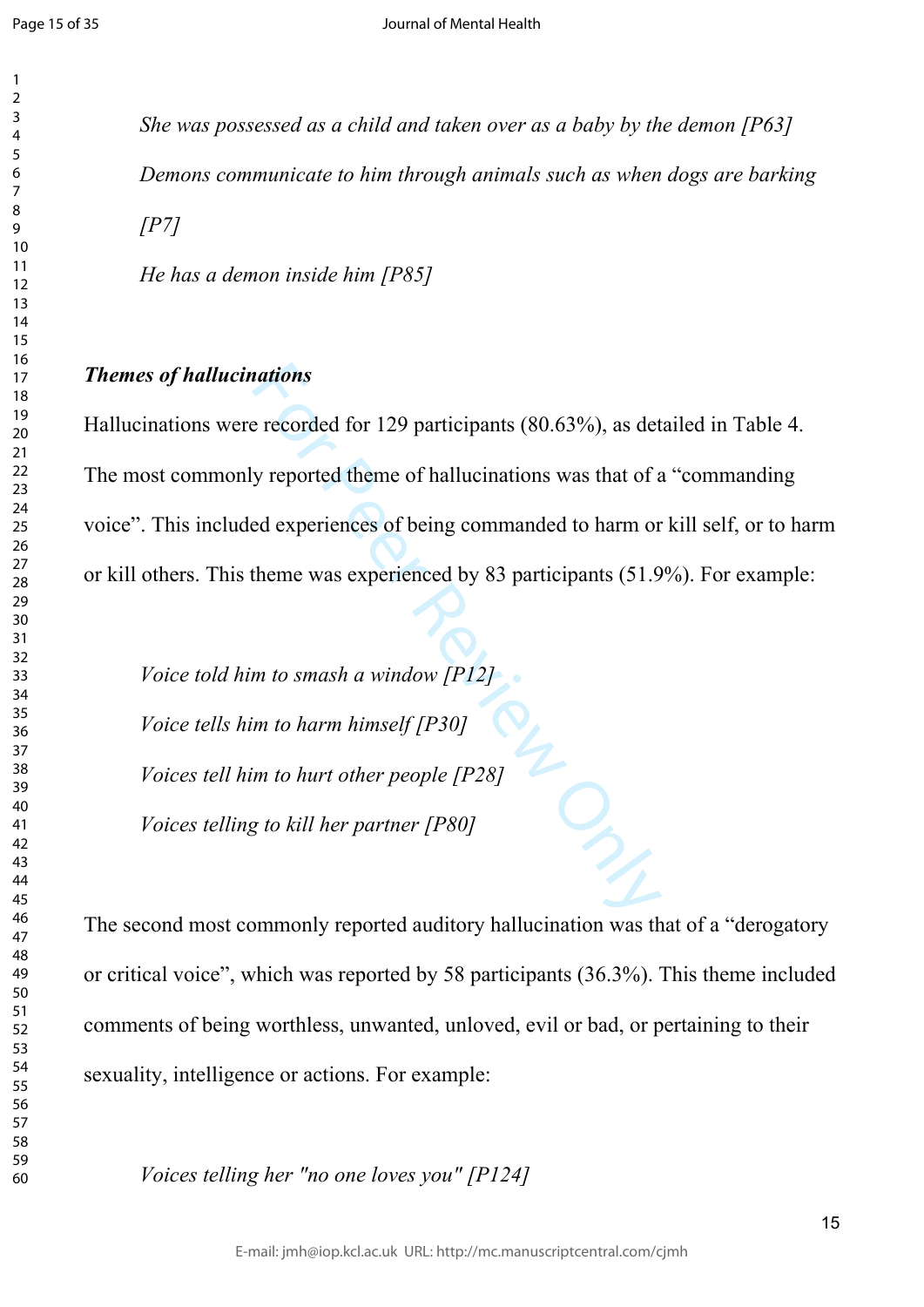*She was possessed as a child and taken over as a baby by the demon [P63]*

*Demons communicate to him through animals such as when dogs are barking [P7]*

*He has a demon inside him [P85]*

***Themes of hallucinations***

Hallucinations were recorded for 129 participants (80.63%), as detailed in Table 4. The most commonly reported theme of hallucinations was that of a "commanding voice". This included experiences of being commanded to harm or kill self, or to harm or kill others. This theme was experienced by 83 participants (51.9%). For example:

*Voice told him to smash a window [P12]*

*Voice tells him to harm himself [P30]*

*Voices tell him to hurt other people [P28]*

*Voices telling to kill her partner [P80]*

The second most commonly reported auditory hallucination was that of a "derogatory or critical voice", which was reported by 58 participants (36.3%). This theme included comments of being worthless, unwanted, unloved, evil or bad, or pertaining to their sexuality, intelligence or actions. For example:

*Voices telling her "no one loves you" [P124]*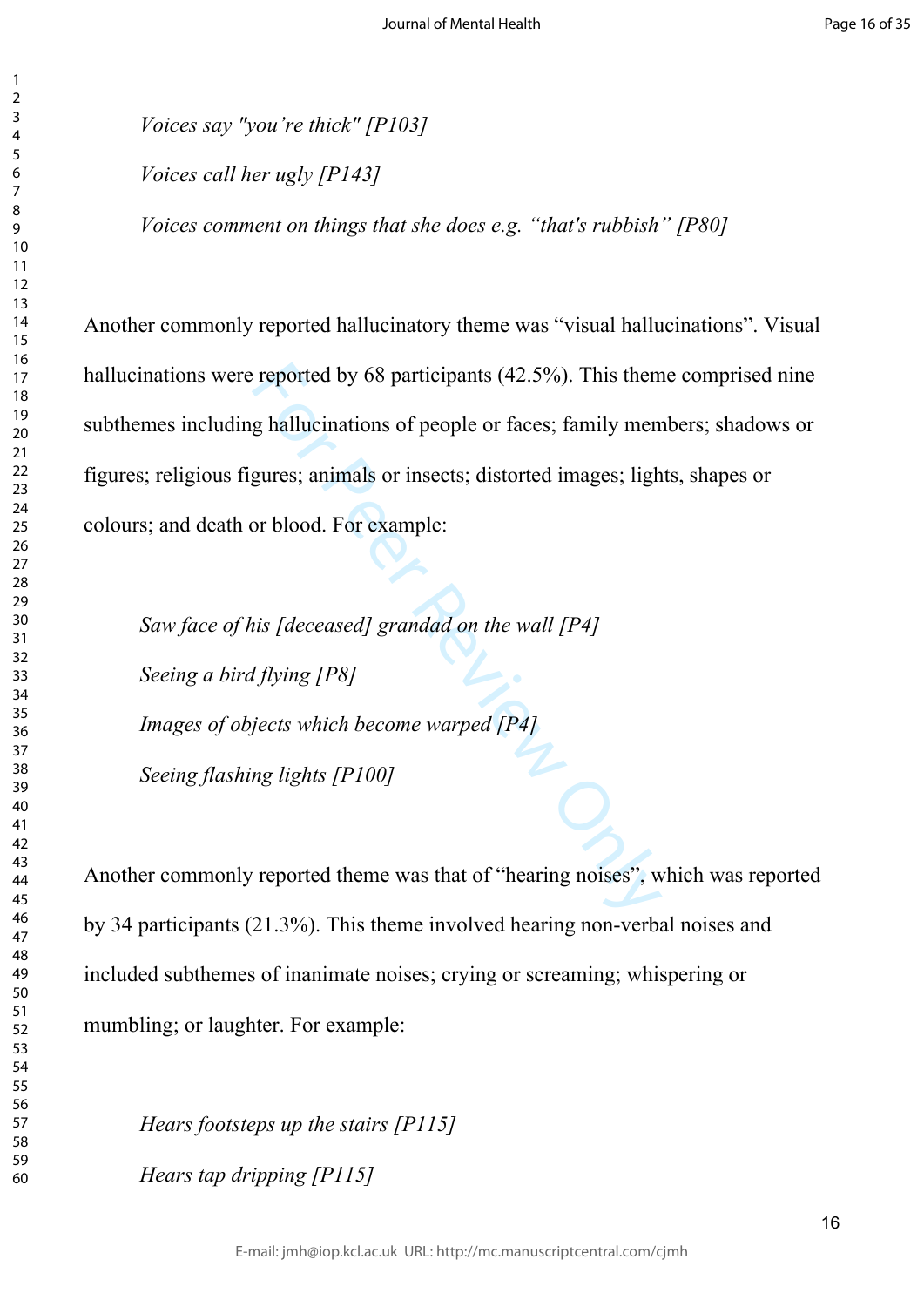*Voices say "you're thick" [P103]*

*Voices call her ugly [P143]*

*Voices comment on things that she does e.g. "that's rubbish" [P80]*

Another commonly reported hallucinatory theme was "visual hallucinations". Visual hallucinations were reported by 68 participants (42.5%). This theme comprised nine subthemes including hallucinations of people or faces; family members; shadows or figures; religious figures; animals or insects; distorted images; lights, shapes or colours; and death or blood. For example:

*Saw face of his [deceased] grandad on the wall [P4]*

*Seeing a bird flying [P8]*

*Images of objects which become warped [P4]*

*Seeing flashing lights [P100]*

Another commonly reported theme was that of "hearing noises", which was reported by 34 participants (21.3%). This theme involved hearing non-verbal noises and included subthemes of inanimate noises; crying or screaming; whispering or mumbling; or laughter. For example:

*Hears footsteps up the stairs [P115]*

*Hears tap dripping [P115]*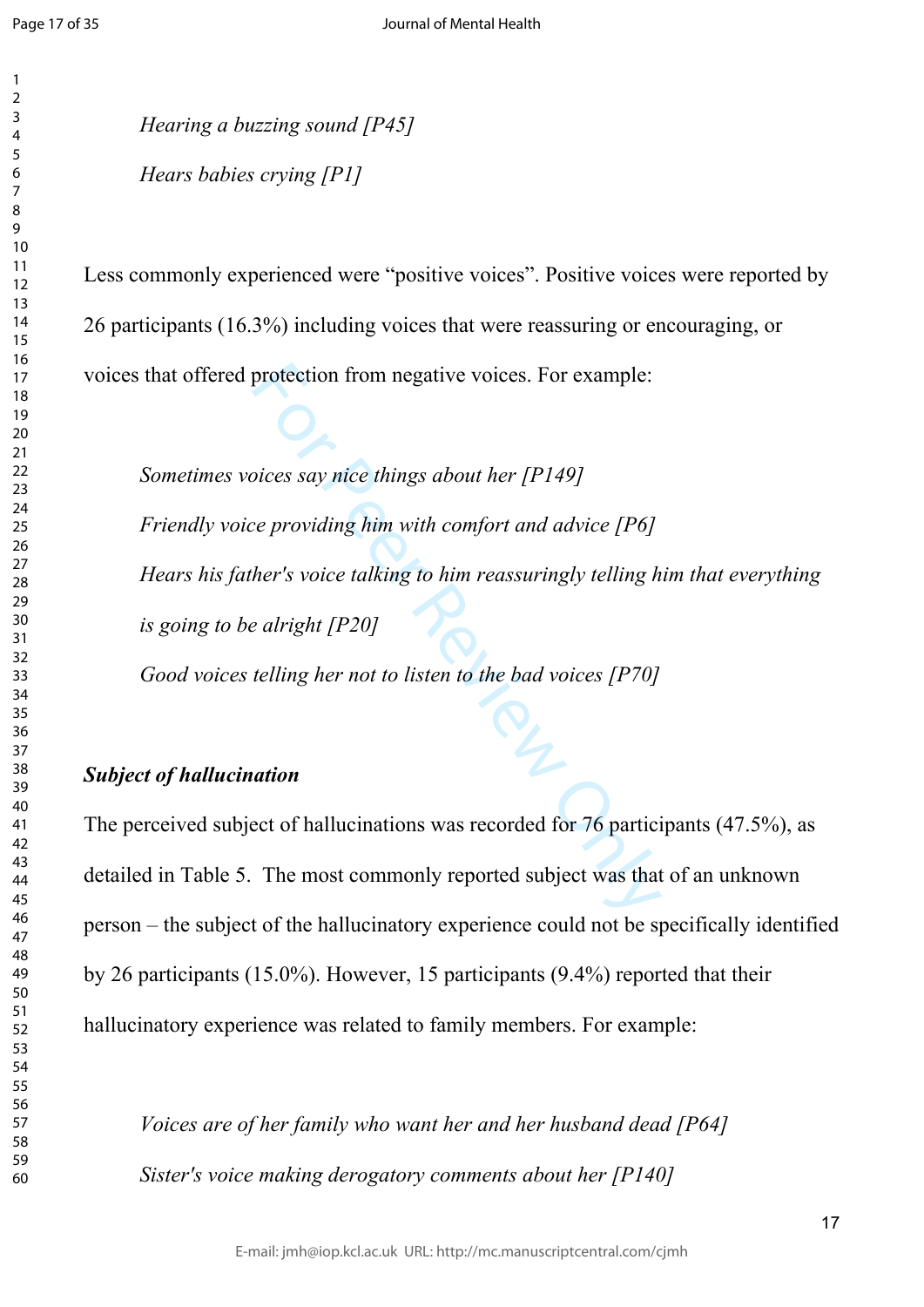*Hearing a buzzing sound [P45]*

*Hears babies crying [P1]*

Less commonly experienced were “positive voices”. Positive voices were reported by 26 participants (16.3%) including voices that were reassuring or encouraging, or voices that offered protection from negative voices. For example:

*Sometimes voices say nice things about her [P149]*

*Friendly voice providing him with comfort and advice [P6]*

*Hears his father's voice talking to him reassuringly telling him that everything is going to be alright [P20]*

*Good voices telling her not to listen to the bad voices [P70]*

***Subject of hallucination***

The perceived subject of hallucinations was recorded for 76 participants (47.5%), as detailed in Table 5. The most commonly reported subject was that of an unknown person – the subject of the hallucinatory experience could not be specifically identified by 26 participants (15.0%). However, 15 participants (9.4%) reported that their hallucinatory experience was related to family members. For example:

*Voices are of her family who want her and her husband dead [P64]*

*Sister's voice making derogatory comments about her [P140]*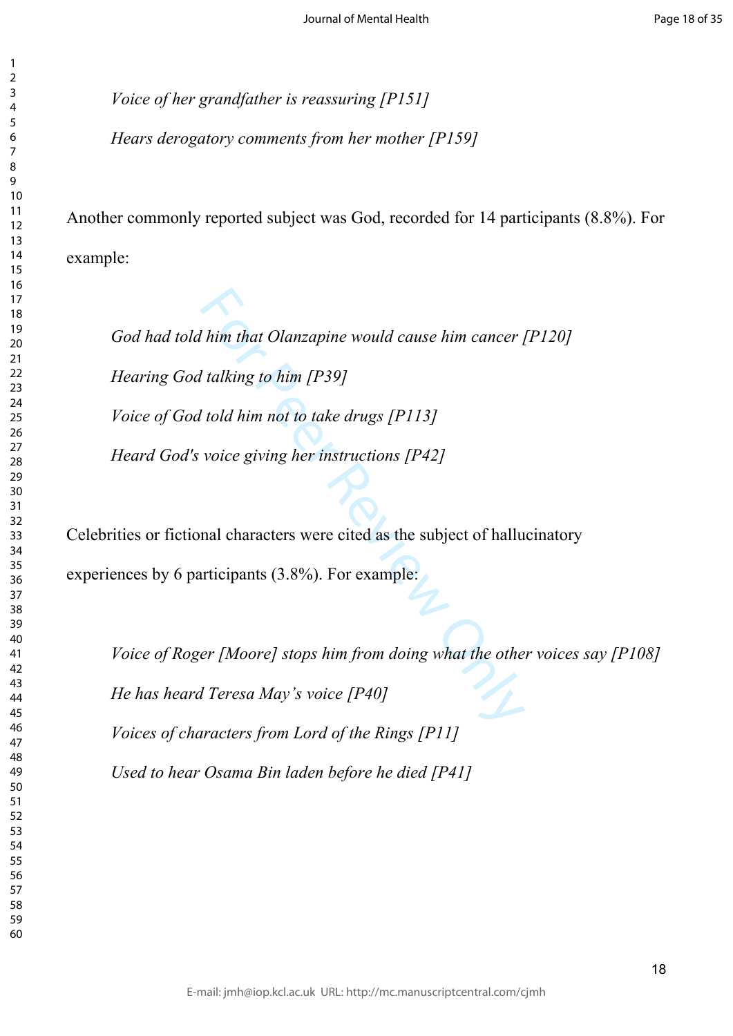*Voice of her grandfather is reassuring [P151]*

*Hears derogatory comments from her mother [P159]*

Another commonly reported subject was God, recorded for 14 participants (8.8%). For example:

*God had told him that Olanzapine would cause him cancer [P120]*

*Hearing God talking to him [P39]*

*Voice of God told him not to take drugs [P113]*

*Heard God's voice giving her instructions [P42]*

Celebrities or fictional characters were cited as the subject of hallucinatory experiences by 6 participants (3.8%). For example:

*Voice of Roger [Moore] stops him from doing what the other voices say [P108]*

*He has heard Teresa May's voice [P40]*

*Voices of characters from Lord of the Rings [P11]*

*Used to hear Osama Bin laden before he died [P41]*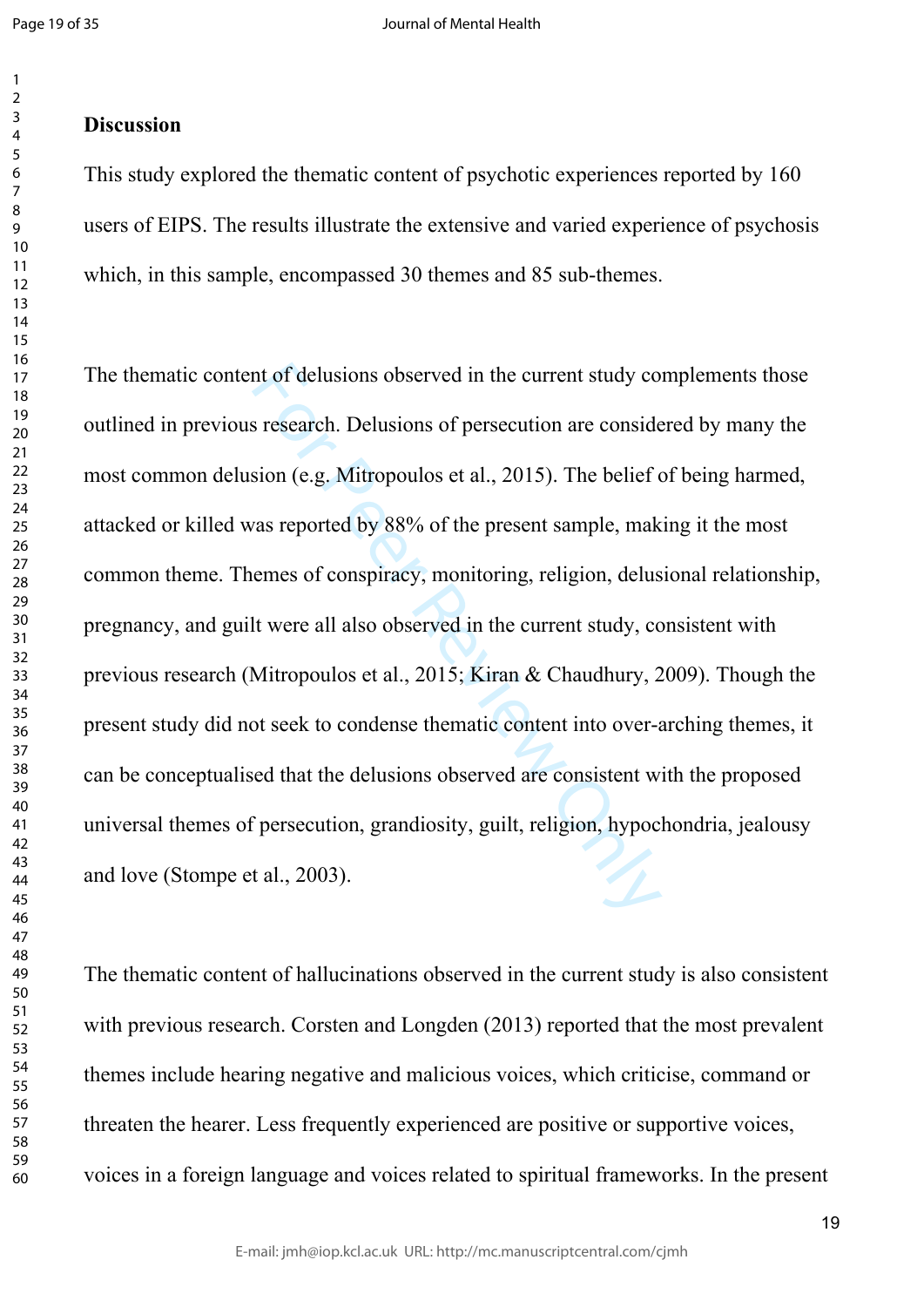## Discussion

This study explored the thematic content of psychotic experiences reported by 160 users of EIPS. The results illustrate the extensive and varied experience of psychosis which, in this sample, encompassed 30 themes and 85 sub-themes.

The thematic content of delusions observed in the current study complements those outlined in previous research. Delusions of persecution are considered by many the most common delusion (e.g. Mitropoulos et al., 2015). The belief of being harmed, attacked or killed was reported by 88% of the present sample, making it the most common theme. Themes of conspiracy, monitoring, religion, delusional relationship, pregnancy, and guilt were all also observed in the current study, consistent with previous research (Mitropoulos et al., 2015; Kiran & Chaudhury, 2009). Though the present study did not seek to condense thematic content into over-arching themes, it can be conceptualised that the delusions observed are consistent with the proposed universal themes of persecution, grandiosity, guilt, religion, hypochondria, jealousy and love (Stompe et al., 2003).

The thematic content of hallucinations observed in the current study is also consistent with previous research. Corsten and Longden (2013) reported that the most prevalent themes include hearing negative and malicious voices, which criticise, command or threaten the hearer. Less frequently experienced are positive or supportive voices, voices in a foreign language and voices related to spiritual frameworks. In the present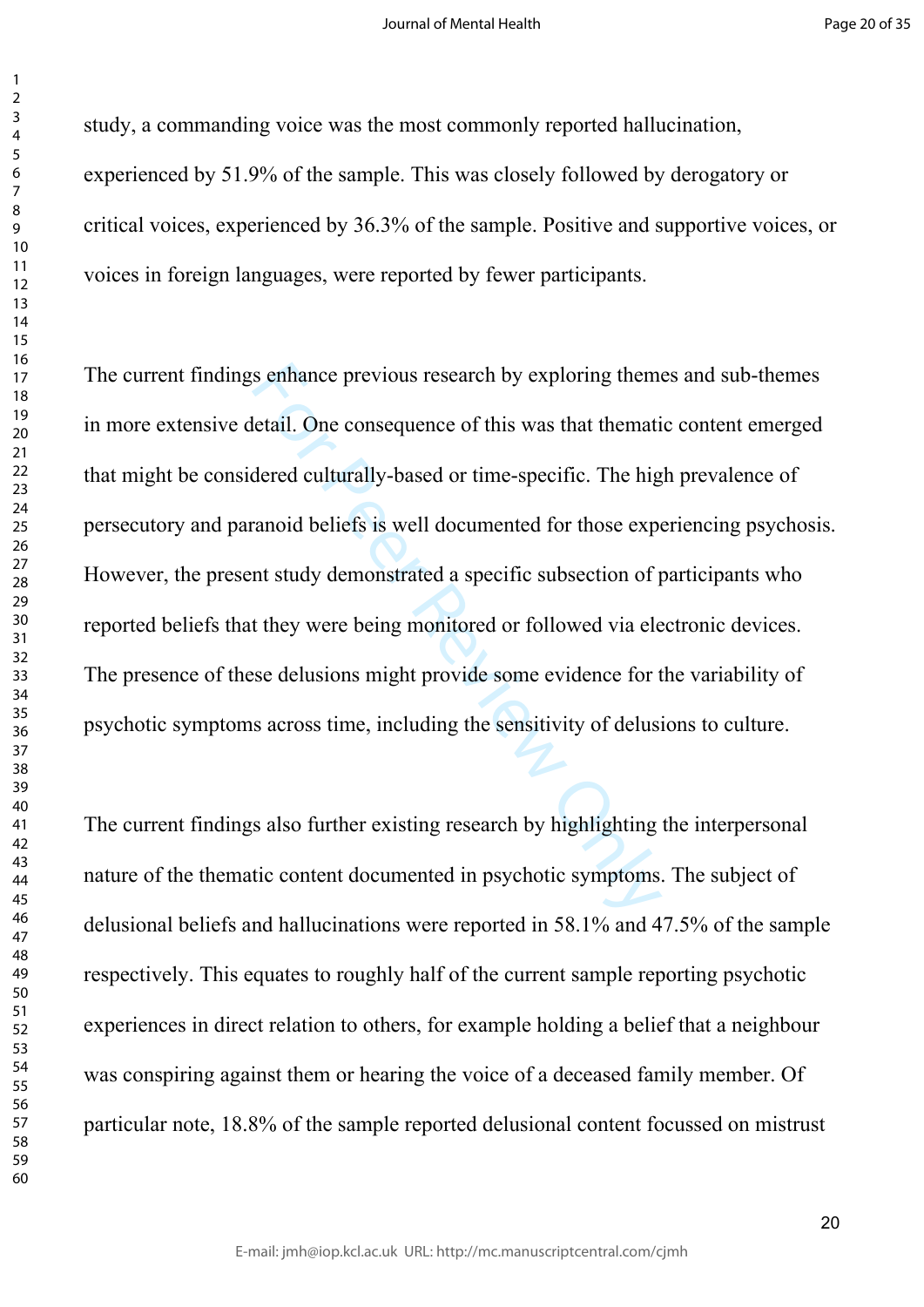study, a commanding voice was the most commonly reported hallucination, experienced by 51.9% of the sample. This was closely followed by derogatory or critical voices, experienced by 36.3% of the sample. Positive and supportive voices, or voices in foreign languages, were reported by fewer participants.

The current findings enhance previous research by exploring themes and sub-themes in more extensive detail. One consequence of this was that thematic content emerged that might be considered culturally-based or time-specific. The high prevalence of persecutory and paranoid beliefs is well documented for those experiencing psychosis. However, the present study demonstrated a specific subsection of participants who reported beliefs that they were being monitored or followed via electronic devices. The presence of these delusions might provide some evidence for the variability of psychotic symptoms across time, including the sensitivity of delusions to culture.

The current findings also further existing research by highlighting the interpersonal nature of the thematic content documented in psychotic symptoms. The subject of delusional beliefs and hallucinations were reported in 58.1% and 47.5% of the sample respectively. This equates to roughly half of the current sample reporting psychotic experiences in direct relation to others, for example holding a belief that a neighbour was conspiring against them or hearing the voice of a deceased family member. Of particular note, 18.8% of the sample reported delusional content focussed on mistrust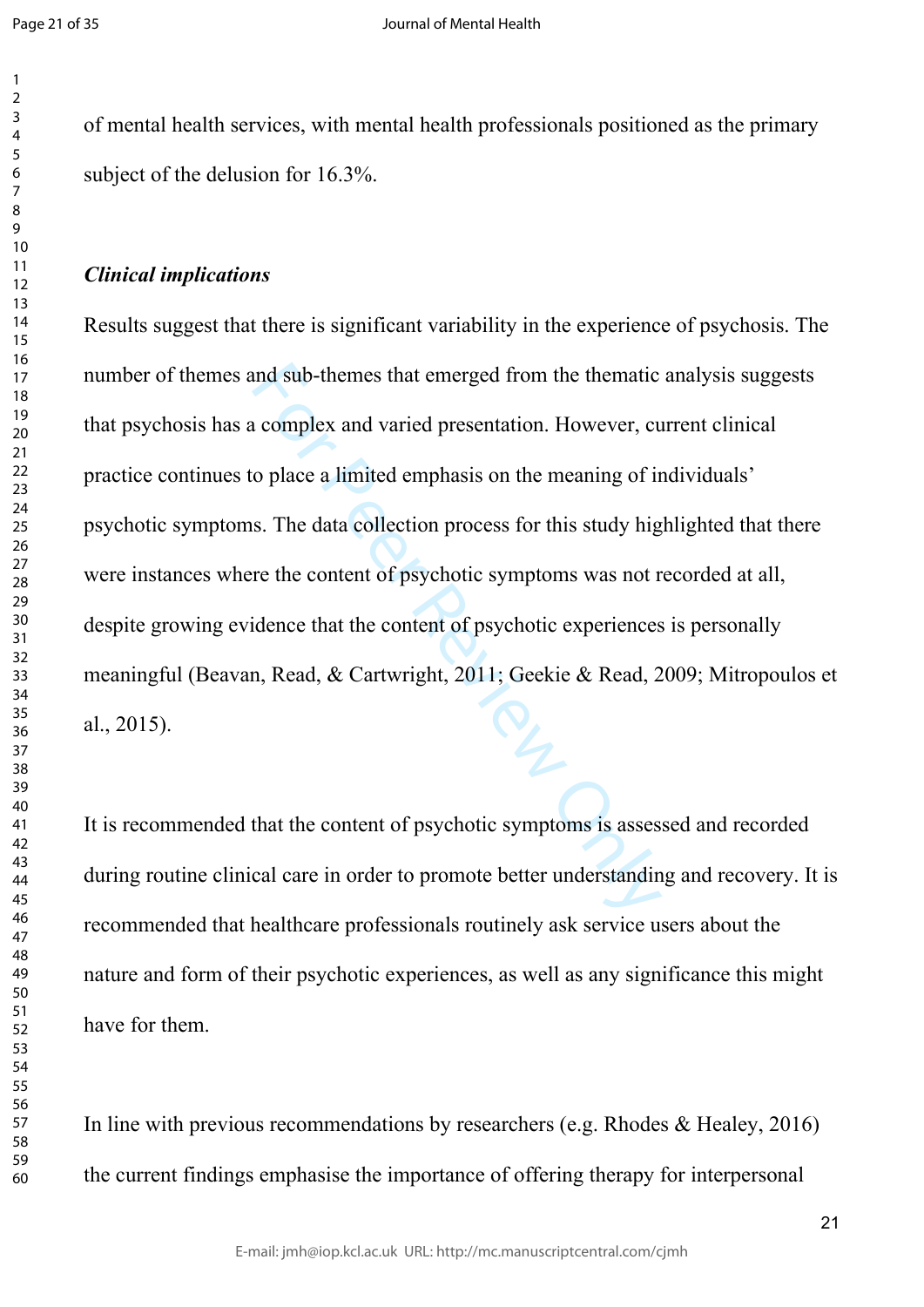of mental health services, with mental health professionals positioned as the primary subject of the delusion for 16.3%.

***Clinical implications***

Results suggest that there is significant variability in the experience of psychosis. The number of themes and sub-themes that emerged from the thematic analysis suggests that psychosis has a complex and varied presentation. However, current clinical practice continues to place a limited emphasis on the meaning of individuals' psychotic symptoms. The data collection process for this study highlighted that there were instances where the content of psychotic symptoms was not recorded at all, despite growing evidence that the content of psychotic experiences is personally meaningful (Beavan, Read, & Cartwright, 2011; Geekie & Read, 2009; Mitropoulos et al., 2015).

It is recommended that the content of psychotic symptoms is assessed and recorded during routine clinical care in order to promote better understanding and recovery. It is recommended that healthcare professionals routinely ask service users about the nature and form of their psychotic experiences, as well as any significance this might have for them.

In line with previous recommendations by researchers (e.g. Rhodes & Healey, 2016) the current findings emphasise the importance of offering therapy for interpersonal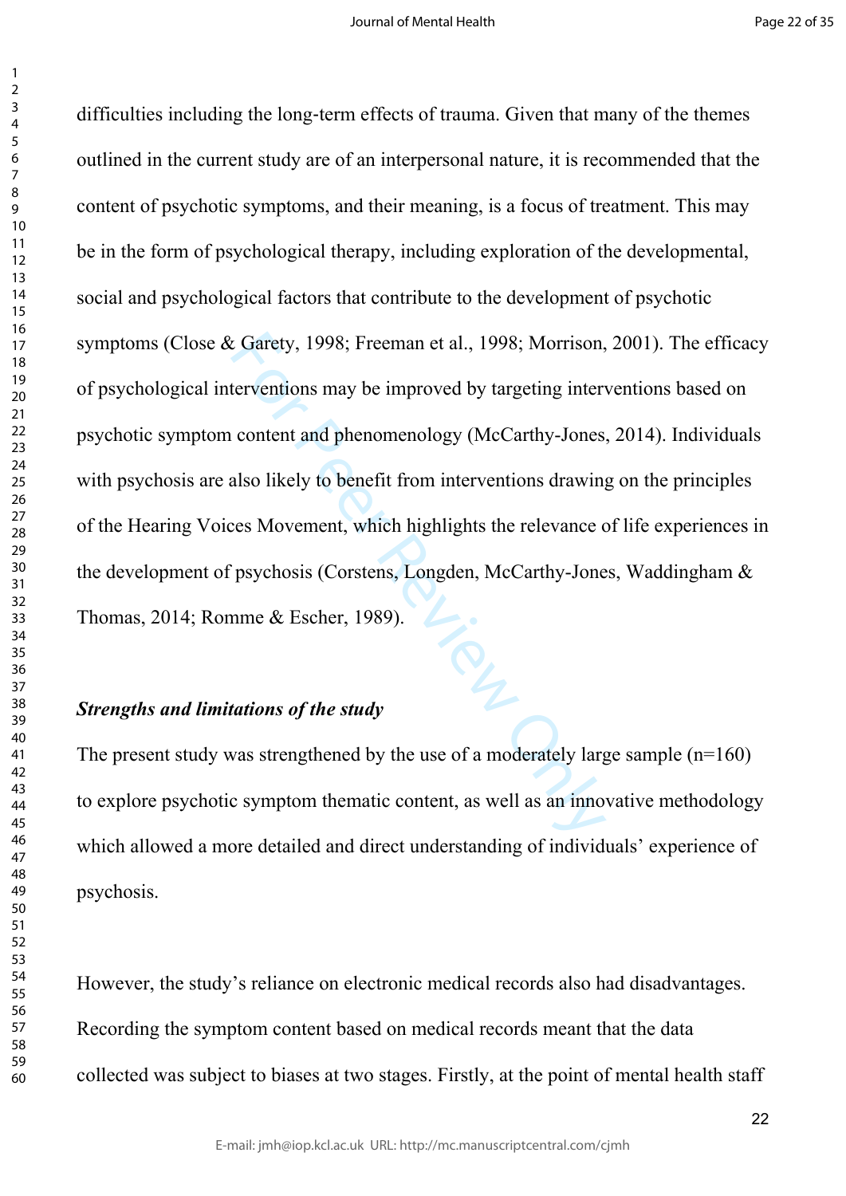difficulties including the long-term effects of trauma. Given that many of the themes outlined in the current study are of an interpersonal nature, it is recommended that the content of psychotic symptoms, and their meaning, is a focus of treatment. This may be in the form of psychological therapy, including exploration of the developmental, social and psychological factors that contribute to the development of psychotic symptoms (Close & Garety, 1998; Freeman et al., 1998; Morrison, 2001). The efficacy of psychological interventions may be improved by targeting interventions based on psychotic symptom content and phenomenology (McCarthy-Jones, 2014). Individuals with psychosis are also likely to benefit from interventions drawing on the principles of the Hearing Voices Movement, which highlights the relevance of life experiences in the development of psychosis (Corstens, Longden, McCarthy-Jones, Waddingham & Thomas, 2014; Romme & Escher, 1989).

***Strengths and limitations of the study***

The present study was strengthened by the use of a moderately large sample (n=160) to explore psychotic symptom thematic content, as well as an innovative methodology which allowed a more detailed and direct understanding of individuals' experience of psychosis.

However, the study's reliance on electronic medical records also had disadvantages. Recording the symptom content based on medical records meant that the data collected was subject to biases at two stages. Firstly, at the point of mental health staff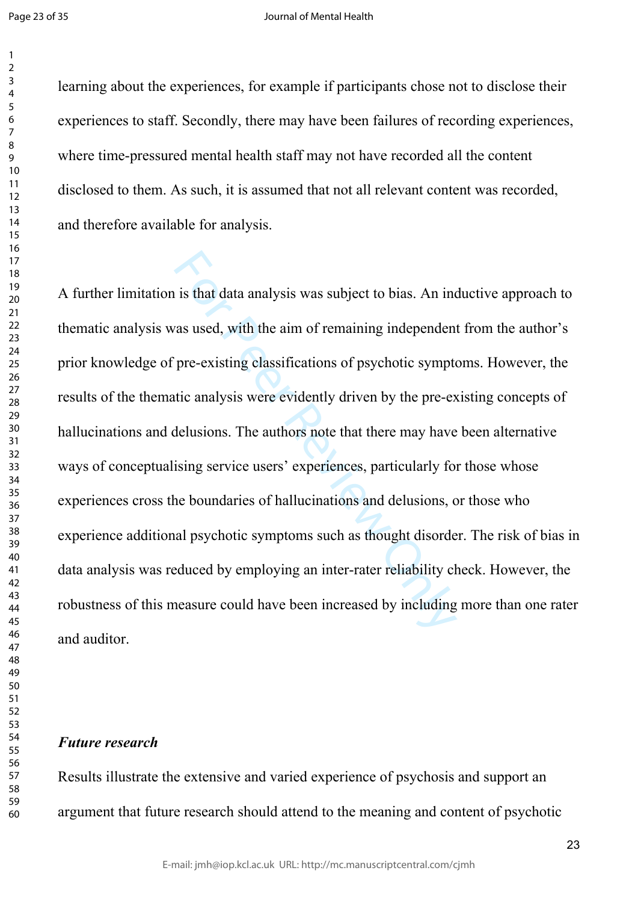learning about the experiences, for example if participants chose not to disclose their experiences to staff. Secondly, there may have been failures of recording experiences, where time-pressured mental health staff may not have recorded all the content disclosed to them. As such, it is assumed that not all relevant content was recorded, and therefore available for analysis.

A further limitation is that data analysis was subject to bias. An inductive approach to thematic analysis was used, with the aim of remaining independent from the author's prior knowledge of pre-existing classifications of psychotic symptoms. However, the results of the thematic analysis were evidently driven by the pre-existing concepts of hallucinations and delusions. The authors note that there may have been alternative ways of conceptualising service users' experiences, particularly for those whose experiences cross the boundaries of hallucinations and delusions, or those who experience additional psychotic symptoms such as thought disorder. The risk of bias in data analysis was reduced by employing an inter-rater reliability check. However, the robustness of this measure could have been increased by including more than one rater and auditor.

***Future research***

Results illustrate the extensive and varied experience of psychosis and support an argument that future research should attend to the meaning and content of psychotic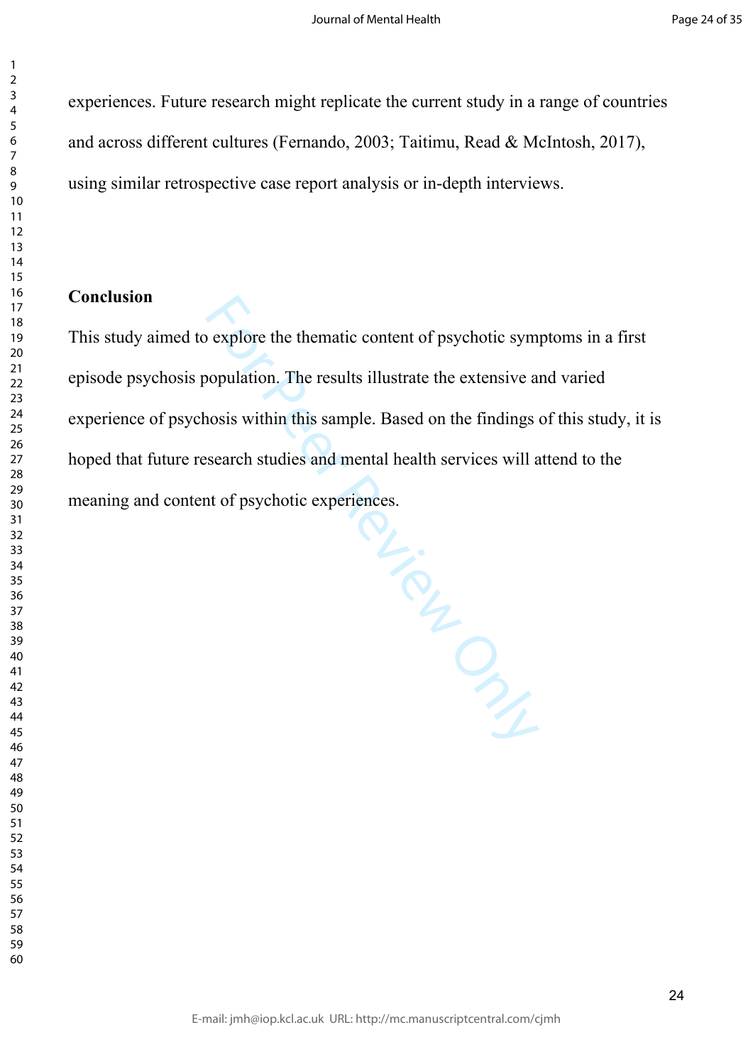experiences. Future research might replicate the current study in a range of countries and across different cultures (Fernando, 2003; Taitimu, Read & McIntosh, 2017), using similar retrospective case report analysis or in-depth interviews.

## Conclusion

This study aimed to explore the thematic content of psychotic symptoms in a first episode psychosis population. The results illustrate the extensive and varied experience of psychosis within this sample. Based on the findings of this study, it is hoped that future research studies and mental health services will attend to the meaning and content of psychotic experiences.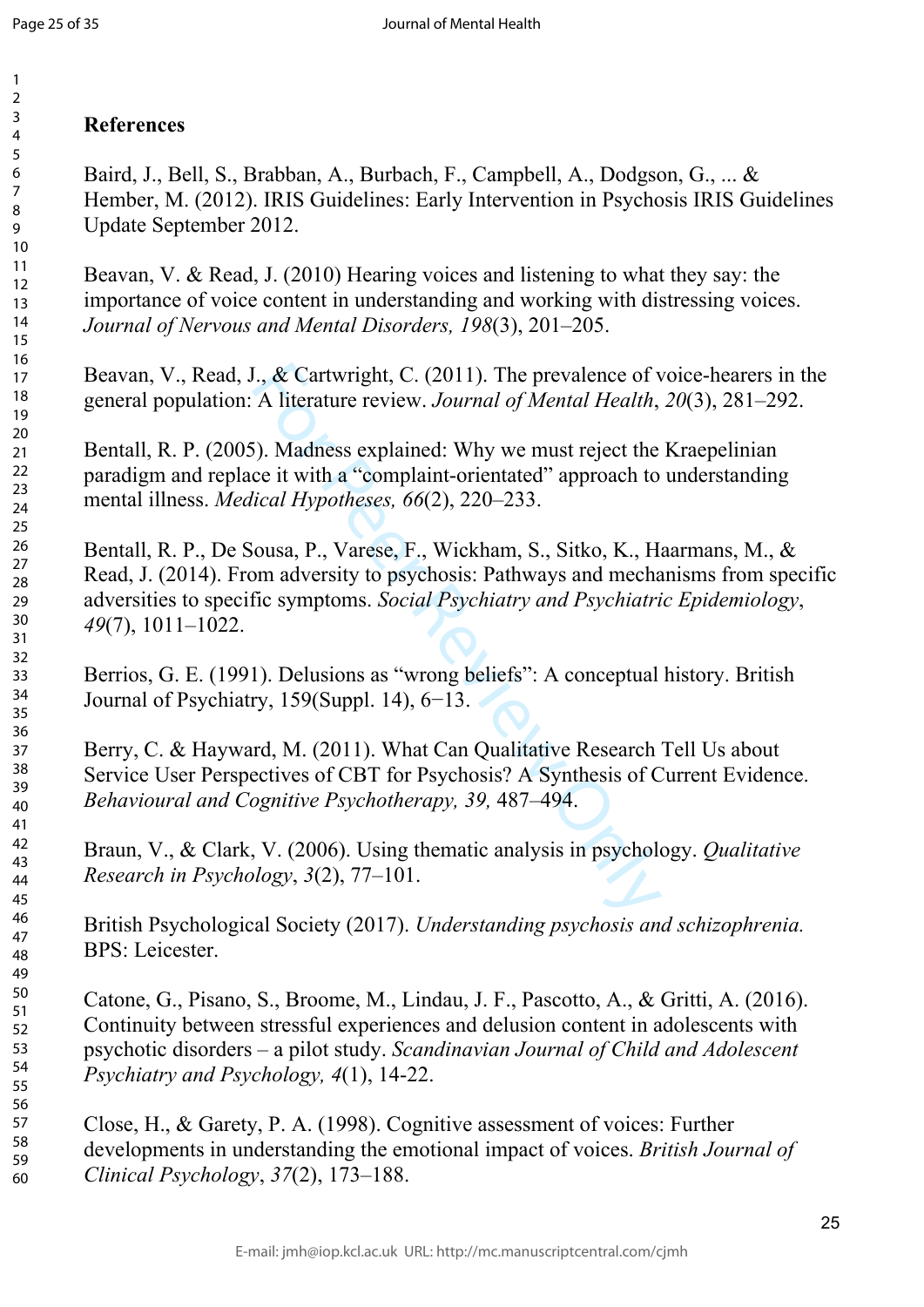## References

Baird, J., Bell, S., Brabban, A., Burbach, F., Campbell, A., Dodgson, G., ... & Hember, M. (2012). IRIS Guidelines: Early Intervention in Psychosis IRIS Guidelines Update September 2012.

Beavan, V. & Read, J. (2010) Hearing voices and listening to what they say: the importance of voice content in understanding and working with distressing voices. *Journal of Nervous and Mental Disorders, 198*(3), 201–205.

Beavan, V., Read, J., & Cartwright, C. (2011). The prevalence of voice-hearers in the general population: A literature review. *Journal of Mental Health*, *20*(3), 281–292.

Bentall, R. P. (2005). Madness explained: Why we must reject the Kraepelinian paradigm and replace it with a "complaint-orientated" approach to understanding mental illness. *Medical Hypotheses, 66*(2), 220–233.

Bentall, R. P., De Sousa, P., Varese, F., Wickham, S., Sitko, K., Haarmans, M., & Read, J. (2014). From adversity to psychosis: Pathways and mechanisms from specific adversities to specific symptoms. *Social Psychiatry and Psychiatric Epidemiology*, *49*(7), 1011–1022.

Berrios, G. E. (1991). Delusions as "wrong beliefs": A conceptual history. British Journal of Psychiatry, 159(Suppl. 14), 6−13.

Berry, C. & Hayward, M. (2011). What Can Qualitative Research Tell Us about Service User Perspectives of CBT for Psychosis? A Synthesis of Current Evidence. *Behavioural and Cognitive Psychotherapy, 39,* 487–494.

Braun, V., & Clark, V. (2006). Using thematic analysis in psychology. *Qualitative Research in Psychology*, *3*(2), 77–101.

British Psychological Society (2017). *Understanding psychosis and schizophrenia.* BPS: Leicester.

Catone, G., Pisano, S., Broome, M., Lindau, J. F., Pascotto, A., & Gritti, A. (2016). Continuity between stressful experiences and delusion content in adolescents with psychotic disorders – a pilot study. *Scandinavian Journal of Child and Adolescent Psychiatry and Psychology, 4*(1), 14-22.

Close, H., & Garety, P. A. (1998). Cognitive assessment of voices: Further developments in understanding the emotional impact of voices. *British Journal of Clinical Psychology*, *37*(2), 173–188.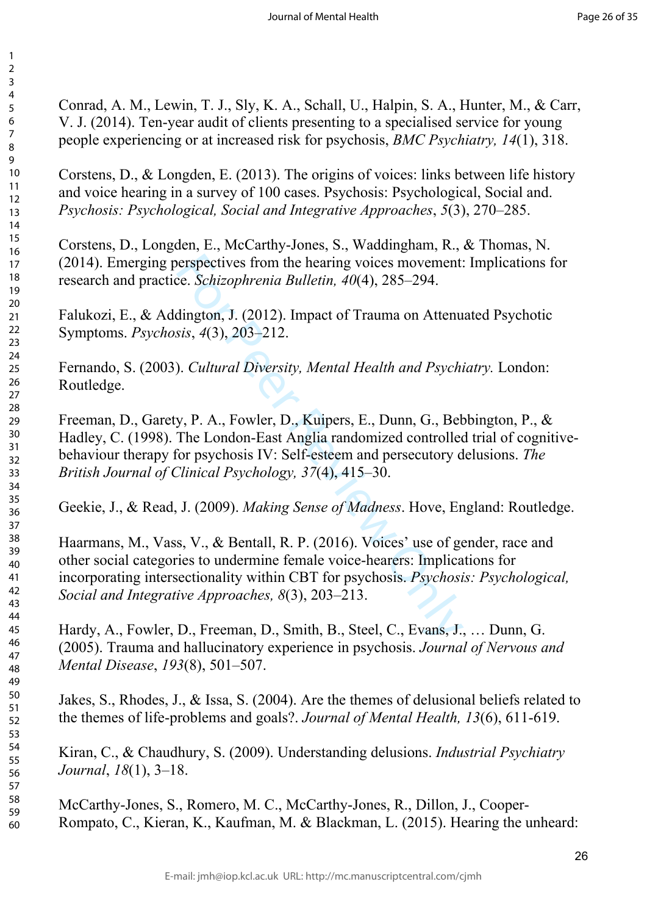Conrad, A. M., Lewin, T. J., Sly, K. A., Schall, U., Halpin, S. A., Hunter, M., & Carr, V. J. (2014). Ten-year audit of clients presenting to a specialised service for young people experiencing or at increased risk for psychosis, *BMC Psychiatry, 14*(1), 318.

Corstens, D., & Longden, E. (2013). The origins of voices: links between life history and voice hearing in a survey of 100 cases. Psychosis: Psychological, Social and. *Psychosis: Psychological, Social and Integrative Approaches*, *5*(3), 270–285.

Corstens, D., Longden, E., McCarthy-Jones, S., Waddingham, R., & Thomas, N. (2014). Emerging perspectives from the hearing voices movement: Implications for research and practice. *Schizophrenia Bulletin, 40*(4), 285–294.

Falukozi, E., & Addington, J. (2012). Impact of Trauma on Attenuated Psychotic Symptoms. *Psychosis*, *4*(3), 203–212.

Fernando, S. (2003). *Cultural Diversity, Mental Health and Psychiatry.* London: Routledge.

Freeman, D., Garety, P. A., Fowler, D., Kuipers, E., Dunn, G., Bebbington, P., & Hadley, C. (1998). The London-East Anglia randomized controlled trial of cognitive-behaviour therapy for psychosis IV: Self-esteem and persecutory delusions. *The British Journal of Clinical Psychology, 37*(4), 415–30.

Geekie, J., & Read, J. (2009). *Making Sense of Madness*. Hove, England: Routledge.

Haarmans, M., Vass, V., & Bentall, R. P. (2016). Voices' use of gender, race and other social categories to undermine female voice-hearers: Implications for incorporating intersectionality within CBT for psychosis. *Psychosis: Psychological, Social and Integrative Approaches, 8*(3), 203–213.

Hardy, A., Fowler, D., Freeman, D., Smith, B., Steel, C., Evans, J., … Dunn, G. (2005). Trauma and hallucinatory experience in psychosis. *Journal of Nervous and Mental Disease*, *193*(8), 501–507.

Jakes, S., Rhodes, J., & Issa, S. (2004). Are the themes of delusional beliefs related to the themes of life-problems and goals?. *Journal of Mental Health, 13*(6), 611-619.

Kiran, C., & Chaudhury, S. (2009). Understanding delusions. *Industrial Psychiatry Journal*, *18*(1), 3–18.

McCarthy-Jones, S., Romero, M. C., McCarthy-Jones, R., Dillon, J., Cooper-Rompato, C., Kieran, K., Kaufman, M. & Blackman, L. (2015). Hearing the unheard: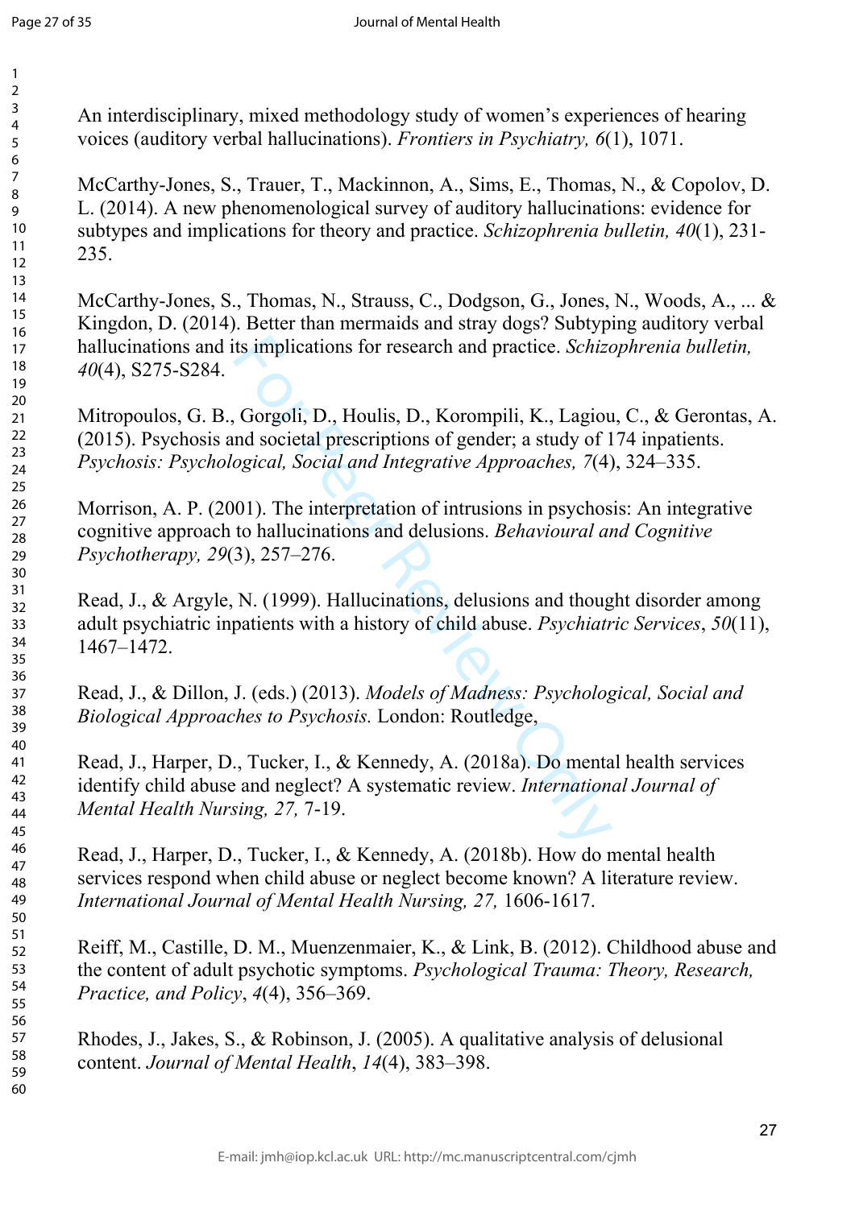An interdisciplinary, mixed methodology study of women's experiences of hearing voices (auditory verbal hallucinations). *Frontiers in Psychiatry, 6*(1), 1071.

McCarthy-Jones, S., Trauer, T., Mackinnon, A., Sims, E., Thomas, N., & Copolov, D. L. (2014). A new phenomenological survey of auditory hallucinations: evidence for subtypes and implications for theory and practice. *Schizophrenia bulletin, 40*(1), 231-235.

McCarthy-Jones, S., Thomas, N., Strauss, C., Dodgson, G., Jones, N., Woods, A., ... & Kingdon, D. (2014). Better than mermaids and stray dogs? Subtyping auditory verbal hallucinations and its implications for research and practice. *Schizophrenia bulletin, 40*(4), S275-S284.

Mitropoulos, G. B., Gorgoli, D., Houlis, D., Korompili, K., Lagiou, C., & Gerontas, A. (2015). Psychosis and societal prescriptions of gender; a study of 174 inpatients. *Psychosis: Psychological, Social and Integrative Approaches, 7*(4), 324–335.

Morrison, A. P. (2001). The interpretation of intrusions in psychosis: An integrative cognitive approach to hallucinations and delusions. *Behavioural and Cognitive Psychotherapy, 29*(3), 257–276.

Read, J., & Argyle, N. (1999). Hallucinations, delusions and thought disorder among adult psychiatric inpatients with a history of child abuse. *Psychiatric Services*, *50*(11), 1467–1472.

Read, J., & Dillon, J. (eds.) (2013). *Models of Madness: Psychological, Social and Biological Approaches to Psychosis.* London: Routledge,

Read, J., Harper, D., Tucker, I., & Kennedy, A. (2018a). Do mental health services identify child abuse and neglect? A systematic review. *International Journal of Mental Health Nursing, 27,* 7-19.

Read, J., Harper, D., Tucker, I., & Kennedy, A. (2018b). How do mental health services respond when child abuse or neglect become known? A literature review. *International Journal of Mental Health Nursing, 27,* 1606-1617.

Reiff, M., Castille, D. M., Muenzenmaier, K., & Link, B. (2012). Childhood abuse and the content of adult psychotic symptoms. *Psychological Trauma: Theory, Research, Practice, and Policy*, *4*(4), 356–369.

Rhodes, J., Jakes, S., & Robinson, J. (2005). A qualitative analysis of delusional content. *Journal of Mental Health*, *14*(4), 383–398.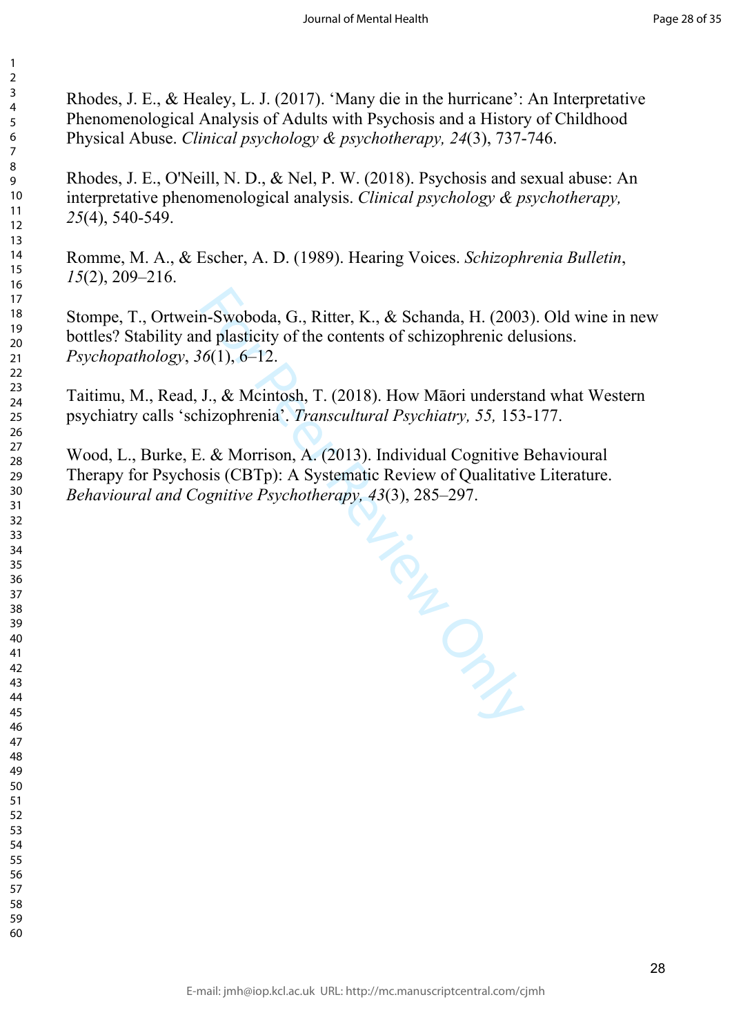Rhodes, J. E., & Healey, L. J. (2017). 'Many die in the hurricane': An Interpretative Phenomenological Analysis of Adults with Psychosis and a History of Childhood Physical Abuse. *Clinical psychology & psychotherapy, 24*(3), 737-746.

Rhodes, J. E., O'Neill, N. D., & Nel, P. W. (2018). Psychosis and sexual abuse: An interpretative phenomenological analysis. *Clinical psychology & psychotherapy, 25*(4), 540-549.

Romme, M. A., & Escher, A. D. (1989). Hearing Voices. *Schizophrenia Bulletin*, *15*(2), 209–216.

Stompe, T., Ortwein-Swoboda, G., Ritter, K., & Schanda, H. (2003). Old wine in new bottles? Stability and plasticity of the contents of schizophrenic delusions. *Psychopathology*, *36*(1), 6–12.

Taitimu, M., Read, J., & Mcintosh, T. (2018). How Māori understand what Western psychiatry calls 'schizophrenia'. *Transcultural Psychiatry, 55,* 153-177.

Wood, L., Burke, E. & Morrison, A. (2013). Individual Cognitive Behavioural Therapy for Psychosis (CBTp): A Systematic Review of Qualitative Literature. *Behavioural and Cognitive Psychotherapy, 43*(3), 285–297.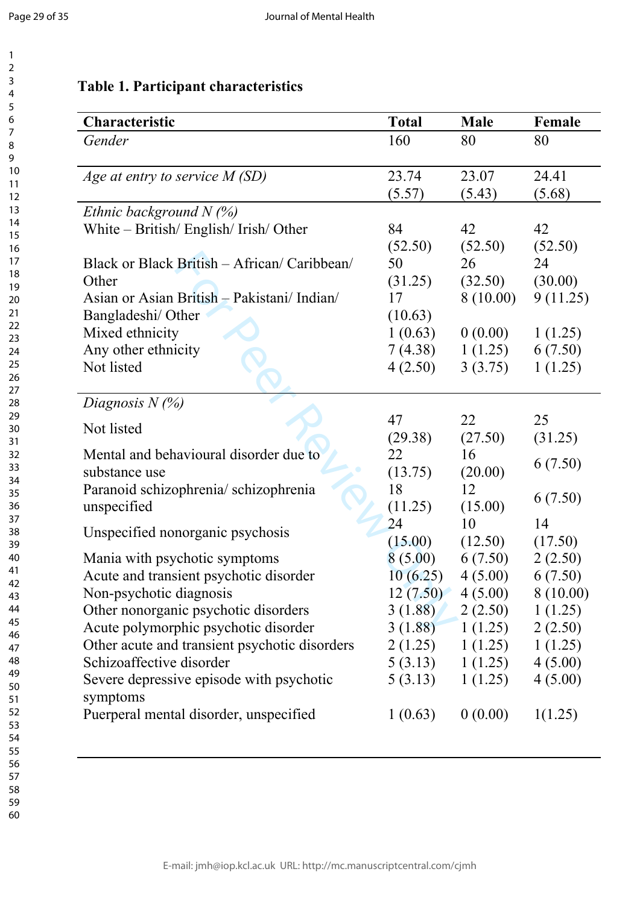**Table 1. Participant characteristics**

| Characteristic | Total | Male | Female |
|---|---|---|---|
| *Gender* | 160 | 80 | 80 |
| *Age at entry to service M (SD)* | 23.74 (5.57) | 23.07 (5.43) | 24.41 (5.68) |
| *Ethnic background N (%)* | | | |
| White – British/ English/ Irish/ Other | 84 (52.50) | 42 (52.50) | 42 (52.50) |
| Black or Black British – African/ Caribbean/ Other | 50 (31.25) | 26 (32.50) | 24 (30.00) |
| Asian or Asian British – Pakistani/ Indian/ Bangladeshi/ Other | 17 (10.63) | 8 (10.00) | 9 (11.25) |
| Mixed ethnicity | 1 (0.63) | 0 (0.00) | 1 (1.25) |
| Any other ethnicity | 7 (4.38) | 1 (1.25) | 6 (7.50) |
| Not listed | 4 (2.50) | 3 (3.75) | 1 (1.25) |
| *Diagnosis N (%)* | | | |
| Not listed | 47 (29.38) | 22 (27.50) | 25 (31.25) |
| Mental and behavioural disorder due to substance use | 22 (13.75) | 16 (20.00) | 6 (7.50) |
| Paranoid schizophrenia/ schizophrenia unspecified | 18 (11.25) | 12 (15.00) | 6 (7.50) |
| Unspecified nonorganic psychosis | 24 (15.00) | 10 (12.50) | 14 (17.50) |
| Mania with psychotic symptoms | 8 (5.00) | 6 (7.50) | 2 (2.50) |
| Acute and transient psychotic disorder | 10 (6.25) | 4 (5.00) | 6 (7.50) |
| Non-psychotic diagnosis | 12 (7.50) | 4 (5.00) | 8 (10.00) |
| Other nonorganic psychotic disorders | 3 (1.88) | 2 (2.50) | 1 (1.25) |
| Acute polymorphic psychotic disorder | 3 (1.88) | 1 (1.25) | 2 (2.50) |
| Other acute and transient psychotic disorders | 2 (1.25) | 1 (1.25) | 1 (1.25) |
| Schizoaffective disorder | 5 (3.13) | 1 (1.25) | 4 (5.00) |
| Severe depressive episode with psychotic symptoms | 5 (3.13) | 1 (1.25) | 4 (5.00) |
| Puerperal mental disorder, unspecified | 1 (0.63) | 0 (0.00) | 1(1.25) |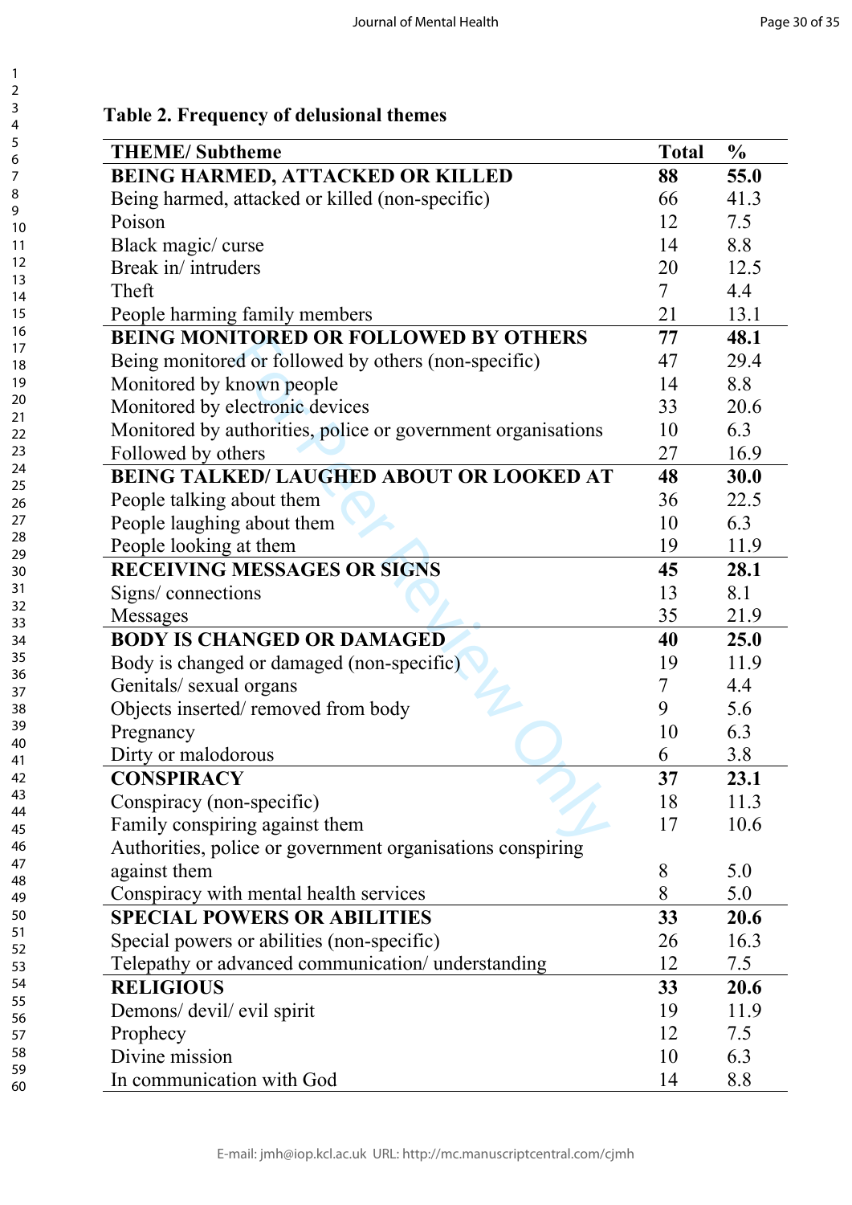**Table 2. Frequency of delusional themes**

| THEME/ Subtheme | Total | % |
|---|---|---|
| **BEING HARMED, ATTACKED OR KILLED** | **88** | **55.0** |
| Being harmed, attacked or killed (non-specific) | 66 | 41.3 |
| Poison | 12 | 7.5 |
| Black magic/ curse | 14 | 8.8 |
| Break in/ intruders | 20 | 12.5 |
| Theft | 7 | 4.4 |
| People harming family members | 21 | 13.1 |
| **BEING MONITORED OR FOLLOWED BY OTHERS** | **77** | **48.1** |
| Being monitored or followed by others (non-specific) | 47 | 29.4 |
| Monitored by known people | 14 | 8.8 |
| Monitored by electronic devices | 33 | 20.6 |
| Monitored by authorities, police or government organisations | 10 | 6.3 |
| Followed by others | 27 | 16.9 |
| **BEING TALKED/ LAUGHED ABOUT OR LOOKED AT** | **48** | **30.0** |
| People talking about them | 36 | 22.5 |
| People laughing about them | 10 | 6.3 |
| People looking at them | 19 | 11.9 |
| **RECEIVING MESSAGES OR SIGNS** | **45** | **28.1** |
| Signs/ connections | 13 | 8.1 |
| Messages | 35 | 21.9 |
| **BODY IS CHANGED OR DAMAGED** | **40** | **25.0** |
| Body is changed or damaged (non-specific) | 19 | 11.9 |
| Genitals/ sexual organs | 7 | 4.4 |
| Objects inserted/ removed from body | 9 | 5.6 |
| Pregnancy | 10 | 6.3 |
| Dirty or malodorous | 6 | 3.8 |
| **CONSPIRACY** | **37** | **23.1** |
| Conspiracy (non-specific) | 18 | 11.3 |
| Family conspiring against them | 17 | 10.6 |
| Authorities, police or government organisations conspiring against them | 8 | 5.0 |
| Conspiracy with mental health services | 8 | 5.0 |
| **SPECIAL POWERS OR ABILITIES** | **33** | **20.6** |
| Special powers or abilities (non-specific) | 26 | 16.3 |
| Telepathy or advanced communication/ understanding | 12 | 7.5 |
| **RELIGIOUS** | **33** | **20.6** |
| Demons/ devil/ evil spirit | 19 | 11.9 |
| Prophecy | 12 | 7.5 |
| Divine mission | 10 | 6.3 |
| In communication with God | 14 | 8.8 |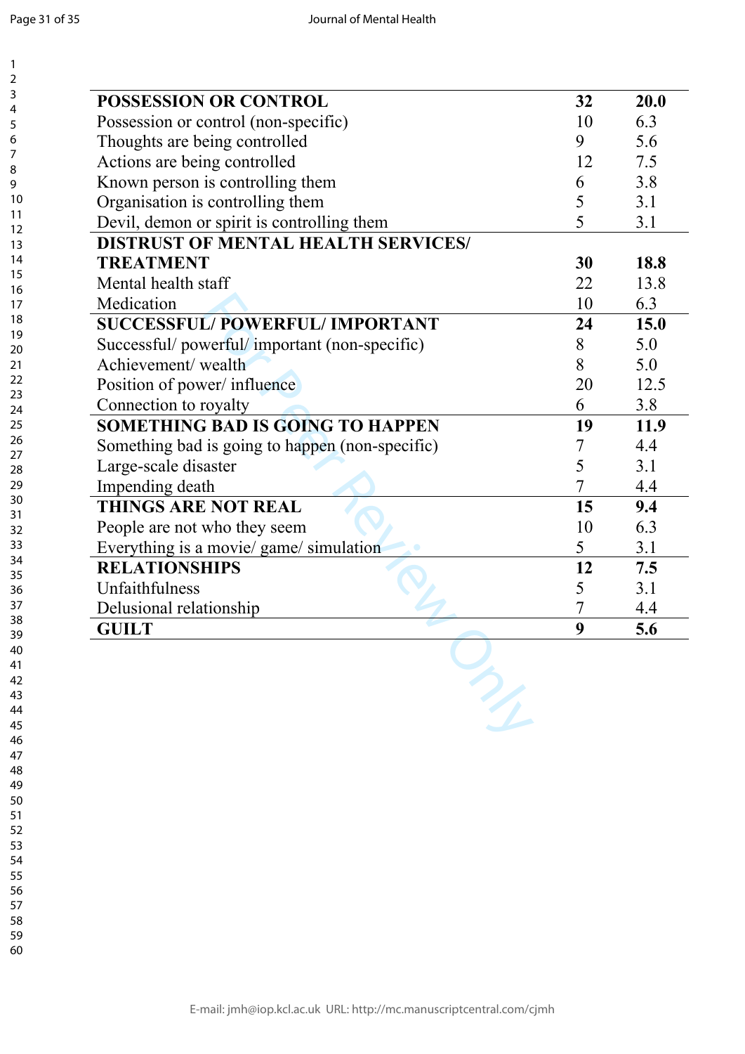| | | |
|---|---|---|
| **POSSESSION OR CONTROL** | **32** | **20.0** |
| Possession or control (non-specific) | 10 | 6.3 |
| Thoughts are being controlled | 9 | 5.6 |
| Actions are being controlled | 12 | 7.5 |
| Known person is controlling them | 6 | 3.8 |
| Organisation is controlling them | 5 | 3.1 |
| Devil, demon or spirit is controlling them | 5 | 3.1 |
| **DISTRUST OF MENTAL HEALTH SERVICES/ TREATMENT** | **30** | **18.8** |
| Mental health staff | 22 | 13.8 |
| Medication | 10 | 6.3 |
| **SUCCESSFUL/ POWERFUL/ IMPORTANT** | **24** | **15.0** |
| Successful/ powerful/ important (non-specific) | 8 | 5.0 |
| Achievement/ wealth | 8 | 5.0 |
| Position of power/ influence | 20 | 12.5 |
| Connection to royalty | 6 | 3.8 |
| **SOMETHING BAD IS GOING TO HAPPEN** | **19** | **11.9** |
| Something bad is going to happen (non-specific) | 7 | 4.4 |
| Large-scale disaster | 5 | 3.1 |
| Impending death | 7 | 4.4 |
| **THINGS ARE NOT REAL** | **15** | **9.4** |
| People are not who they seem | 10 | 6.3 |
| Everything is a movie/ game/ simulation | 5 | 3.1 |
| **RELATIONSHIPS** | **12** | **7.5** |
| Unfaithfulness | 5 | 3.1 |
| Delusional relationship | 7 | 4.4 |
| **GUILT** | **9** | **5.6** |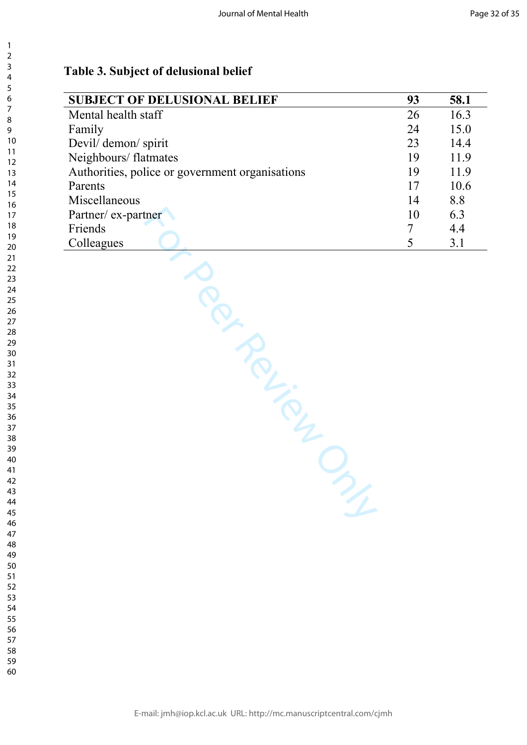**Table 3. Subject of delusional belief**

| SUBJECT OF DELUSIONAL BELIEF | 93 | 58.1 |
|---|---|---|
| Mental health staff | 26 | 16.3 |
| Family | 24 | 15.0 |
| Devil/ demon/ spirit | 23 | 14.4 |
| Neighbours/ flatmates | 19 | 11.9 |
| Authorities, police or government organisations | 19 | 11.9 |
| Parents | 17 | 10.6 |
| Miscellaneous | 14 | 8.8 |
| Partner/ ex-partner | 10 | 6.3 |
| Friends | 7 | 4.4 |
| Colleagues | 5 | 3.1 |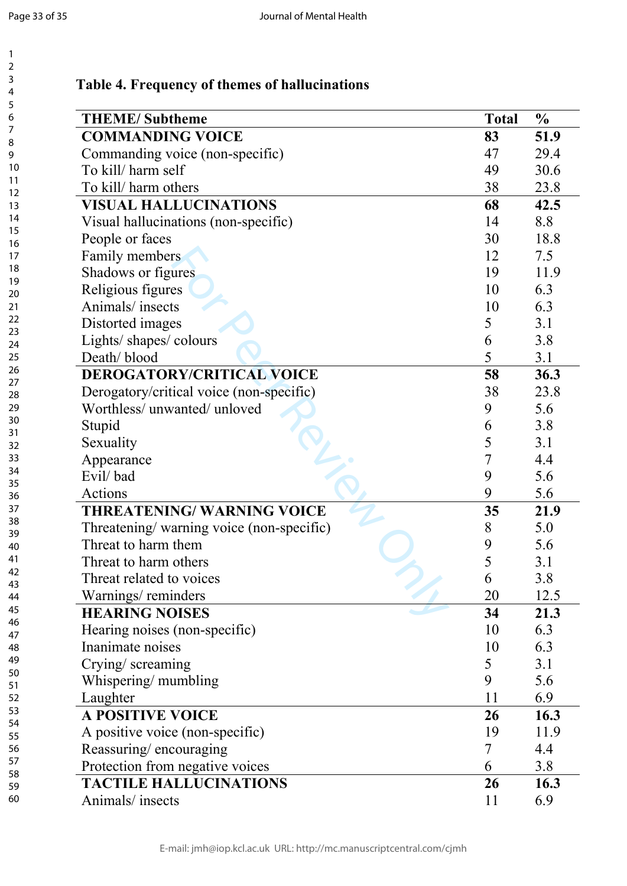**Table 4. Frequency of themes of hallucinations**

| THEME/ Subtheme | Total | % |
|---|---|---|
| **COMMANDING VOICE** | **83** | **51.9** |
| Commanding voice (non-specific) | 47 | 29.4 |
| To kill/ harm self | 49 | 30.6 |
| To kill/ harm others | 38 | 23.8 |
| **VISUAL HALLUCINATIONS** | **68** | **42.5** |
| Visual hallucinations (non-specific) | 14 | 8.8 |
| People or faces | 30 | 18.8 |
| Family members | 12 | 7.5 |
| Shadows or figures | 19 | 11.9 |
| Religious figures | 10 | 6.3 |
| Animals/ insects | 10 | 6.3 |
| Distorted images | 5 | 3.1 |
| Lights/ shapes/ colours | 6 | 3.8 |
| Death/ blood | 5 | 3.1 |
| **DEROGATORY/CRITICAL VOICE** | **58** | **36.3** |
| Derogatory/critical voice (non-specific) | 38 | 23.8 |
| Worthless/ unwanted/ unloved | 9 | 5.6 |
| Stupid | 6 | 3.8 |
| Sexuality | 5 | 3.1 |
| Appearance | 7 | 4.4 |
| Evil/ bad | 9 | 5.6 |
| Actions | 9 | 5.6 |
| **THREATENING/ WARNING VOICE** | **35** | **21.9** |
| Threatening/ warning voice (non-specific) | 8 | 5.0 |
| Threat to harm them | 9 | 5.6 |
| Threat to harm others | 5 | 3.1 |
| Threat related to voices | 6 | 3.8 |
| Warnings/ reminders | 20 | 12.5 |
| **HEARING NOISES** | **34** | **21.3** |
| Hearing noises (non-specific) | 10 | 6.3 |
| Inanimate noises | 10 | 6.3 |
| Crying/ screaming | 5 | 3.1 |
| Whispering/ mumbling | 9 | 5.6 |
| Laughter | 11 | 6.9 |
| **A POSITIVE VOICE** | **26** | **16.3** |
| A positive voice (non-specific) | 19 | 11.9 |
| Reassuring/ encouraging | 7 | 4.4 |
| Protection from negative voices | 6 | 3.8 |
| **TACTILE HALLUCINATIONS** | **26** | **16.3** |
| Animals/ insects | 11 | 6.9 |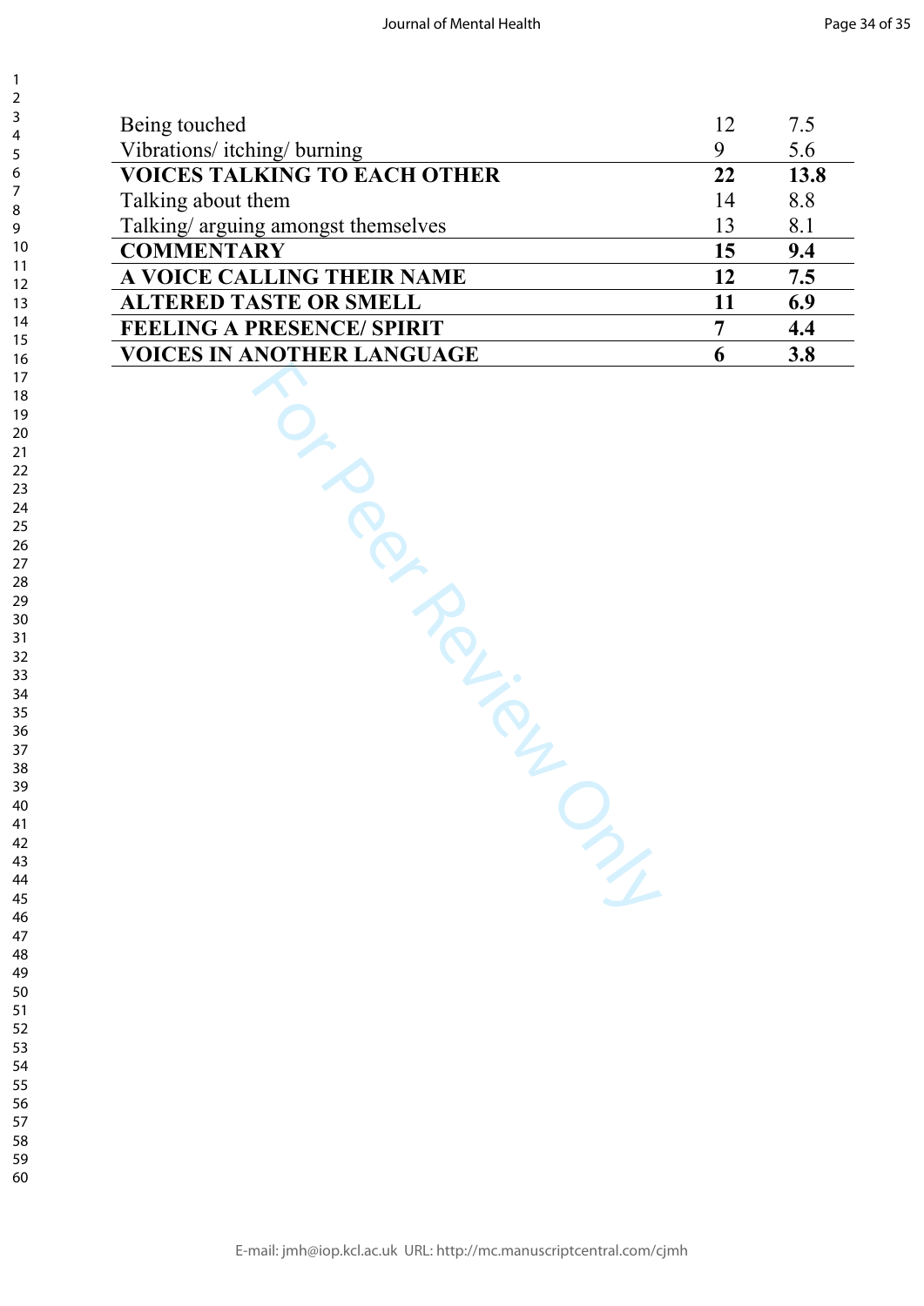| | | |
|---|---|---|
| Being touched | 12 | 7.5 |
| Vibrations/ itching/ burning | 9 | 5.6 |
| **VOICES TALKING TO EACH OTHER** | **22** | **13.8** |
| Talking about them | 14 | 8.8 |
| Talking/ arguing amongst themselves | 13 | 8.1 |
| **COMMENTARY** | **15** | **9.4** |
| **A VOICE CALLING THEIR NAME** | **12** | **7.5** |
| **ALTERED TASTE OR SMELL** | **11** | **6.9** |
| **FEELING A PRESENCE/ SPIRIT** | **7** | **4.4** |
| **VOICES IN ANOTHER LANGUAGE** | **6** | **3.8** |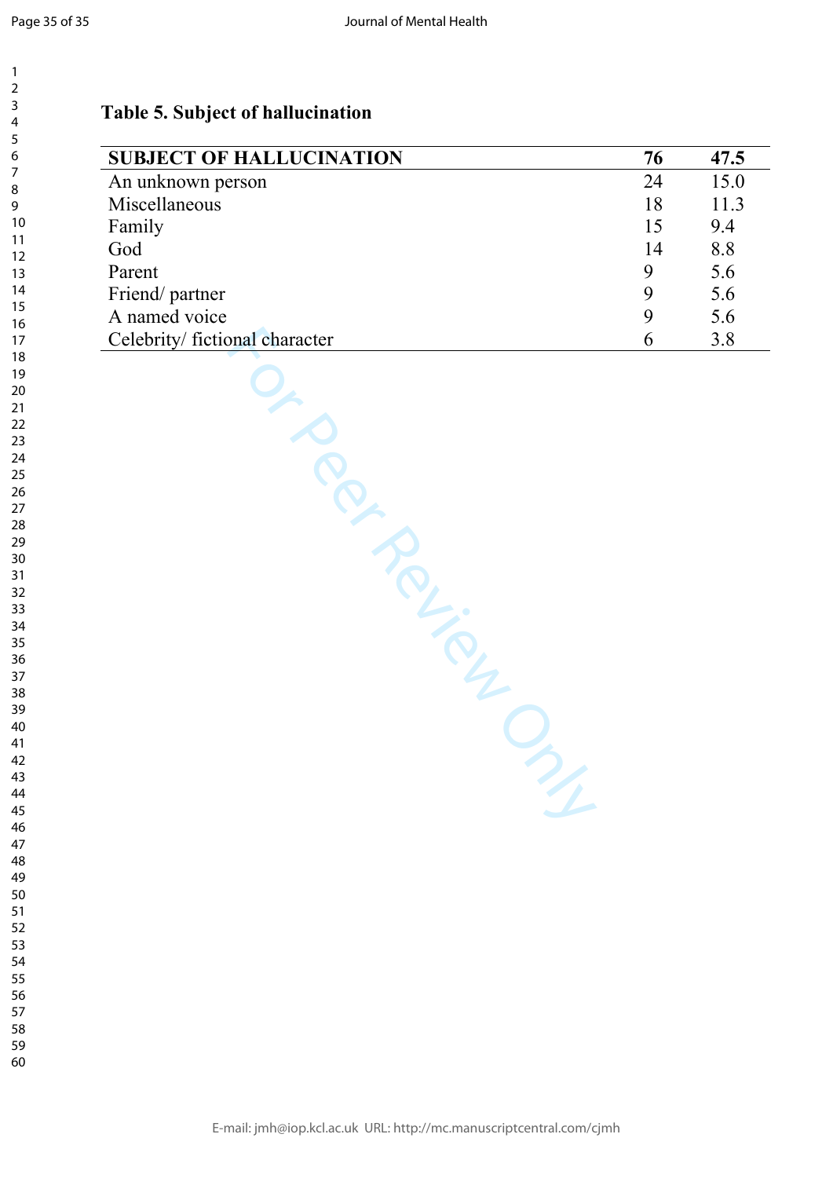**Table 5. Subject of hallucination**

| SUBJECT OF HALLUCINATION | 76 | 47.5 |
|---|---|---|
| An unknown person | 24 | 15.0 |
| Miscellaneous | 18 | 11.3 |
| Family | 15 | 9.4 |
| God | 14 | 8.8 |
| Parent | 9 | 5.6 |
| Friend/ partner | 9 | 5.6 |
| A named voice | 9 | 5.6 |
| Celebrity/ fictional character | 6 | 3.8 |